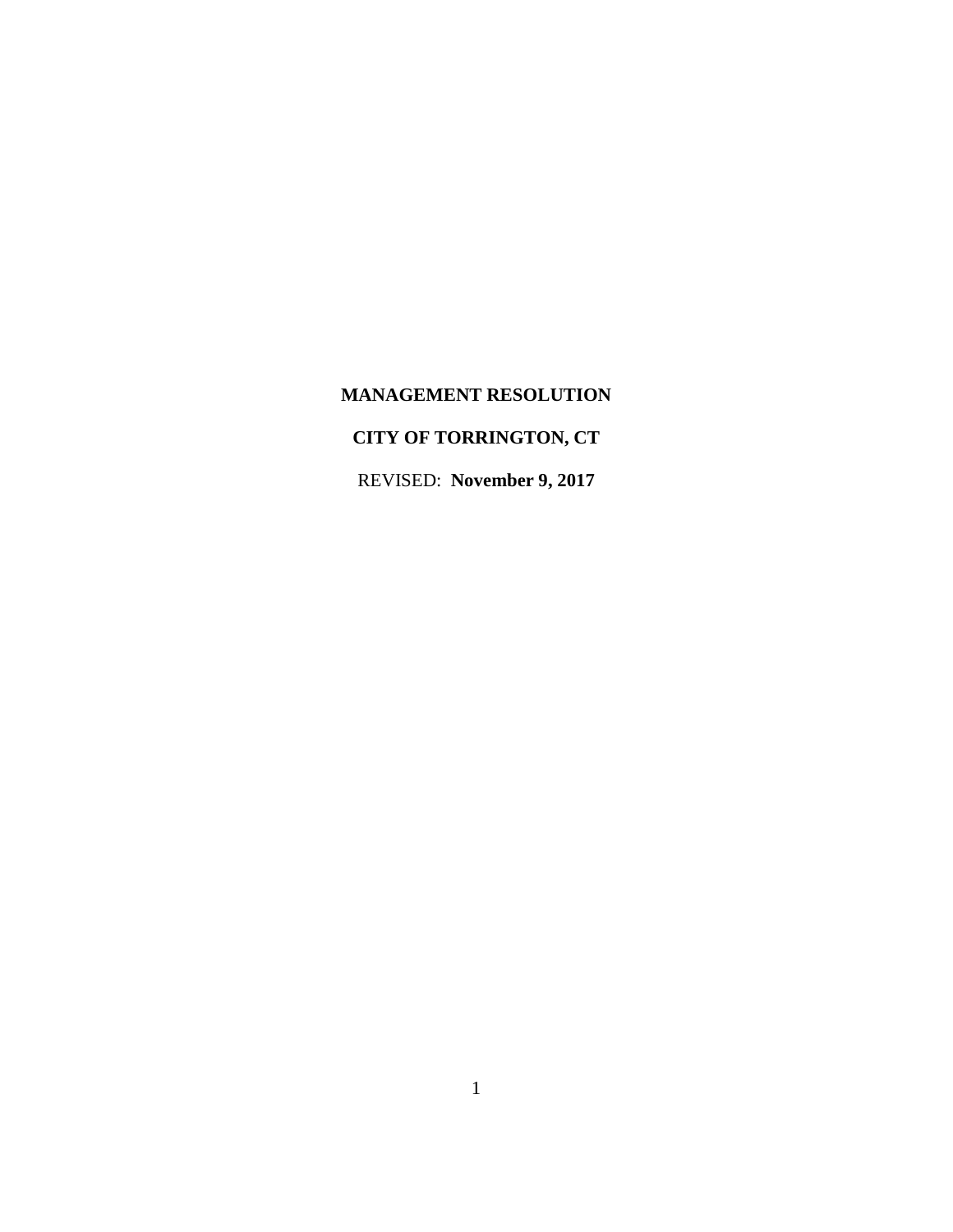**MANAGEMENT RESOLUTION**

**CITY OF TORRINGTON, CT**

REVISED: **November 9, 2017**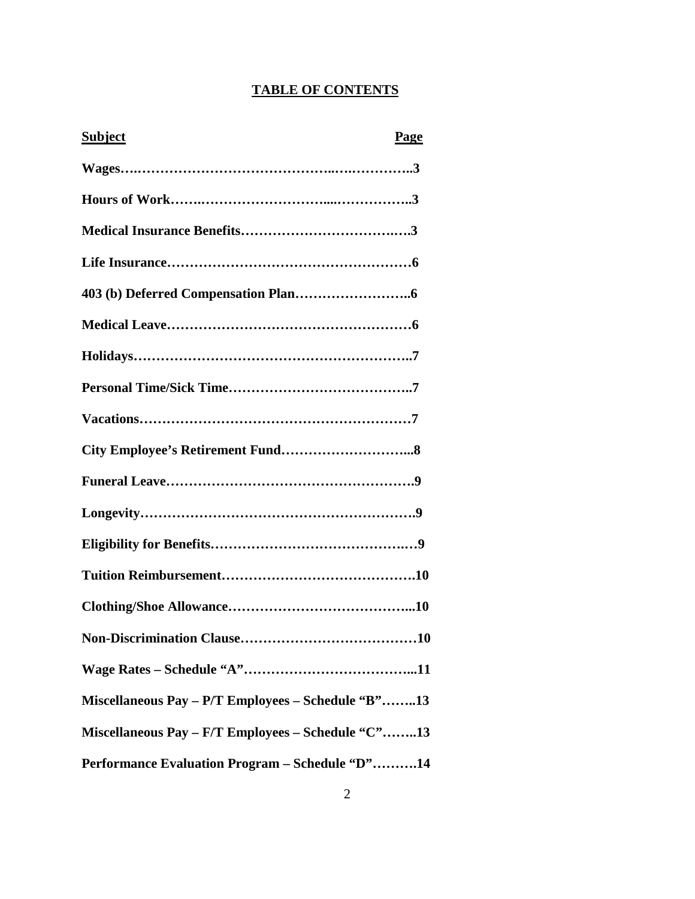## TABLE OF CONTENTS

| Subject | Page |
|---|---|
| Wages | 3 |
| Hours of Work | 3 |
| Medical Insurance Benefits | 3 |
| Life Insurance | 6 |
| 403 (b) Deferred Compensation Plan | 6 |
| Medical Leave | 6 |
| Holidays | 7 |
| Personal Time/Sick Time | 7 |
| Vacations | 7 |
| City Employee's Retirement Fund | 8 |
| Funeral Leave | 9 |
| Longevity | 9 |
| Eligibility for Benefits | 9 |
| Tuition Reimbursement | 10 |
| Clothing/Shoe Allowance | 10 |
| Non-Discrimination Clause | 10 |
| Wage Rates – Schedule "A" | 11 |
| Miscellaneous Pay – P/T Employees – Schedule "B" | 13 |
| Miscellaneous Pay – F/T Employees – Schedule "C" | 13 |
| Performance Evaluation Program – Schedule "D" | 14 |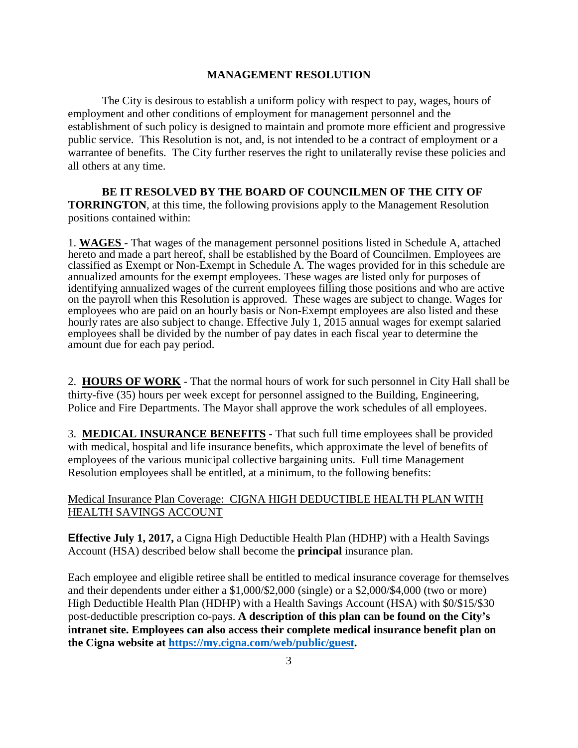# MANAGEMENT RESOLUTION

The City is desirous to establish a uniform policy with respect to pay, wages, hours of employment and other conditions of employment for management personnel and the establishment of such policy is designed to maintain and promote more efficient and progressive public service. This Resolution is not, and, is not intended to be a contract of employment or a warrantee of benefits. The City further reserves the right to unilaterally revise these policies and all others at any time.

**BE IT RESOLVED BY THE BOARD OF COUNCILMEN OF THE CITY OF TORRINGTON**, at this time, the following provisions apply to the Management Resolution positions contained within:

1. **WAGES** - That wages of the management personnel positions listed in Schedule A, attached hereto and made a part hereof, shall be established by the Board of Councilmen. Employees are classified as Exempt or Non-Exempt in Schedule A. The wages provided for in this schedule are annualized amounts for the exempt employees. These wages are listed only for purposes of identifying annualized wages of the current employees filling those positions and who are active on the payroll when this Resolution is approved. These wages are subject to change. Wages for employees who are paid on an hourly basis or Non-Exempt employees are also listed and these hourly rates are also subject to change. Effective July 1, 2015 annual wages for exempt salaried employees shall be divided by the number of pay dates in each fiscal year to determine the amount due for each pay period.

2. **HOURS OF WORK** - That the normal hours of work for such personnel in City Hall shall be thirty-five (35) hours per week except for personnel assigned to the Building, Engineering, Police and Fire Departments. The Mayor shall approve the work schedules of all employees.

3. **MEDICAL INSURANCE BENEFITS** - That such full time employees shall be provided with medical, hospital and life insurance benefits, which approximate the level of benefits of employees of the various municipal collective bargaining units. Full time Management Resolution employees shall be entitled, at a minimum, to the following benefits:

Medical Insurance Plan Coverage: CIGNA HIGH DEDUCTIBLE HEALTH PLAN WITH HEALTH SAVINGS ACCOUNT

**Effective July 1, 2017,** a Cigna High Deductible Health Plan (HDHP) with a Health Savings Account (HSA) described below shall become the **principal** insurance plan.

Each employee and eligible retiree shall be entitled to medical insurance coverage for themselves and their dependents under either a \$1,000/\$2,000 (single) or a \$2,000/\$4,000 (two or more) High Deductible Health Plan (HDHP) with a Health Savings Account (HSA) with \$0/\$15/\$30 post-deductible prescription co-pays. **A description of this plan can be found on the City's intranet site. Employees can also access their complete medical insurance benefit plan on the Cigna website at [https://my.cigna.com/web/public/guest](https://my.cigna.com/web/public/guest).**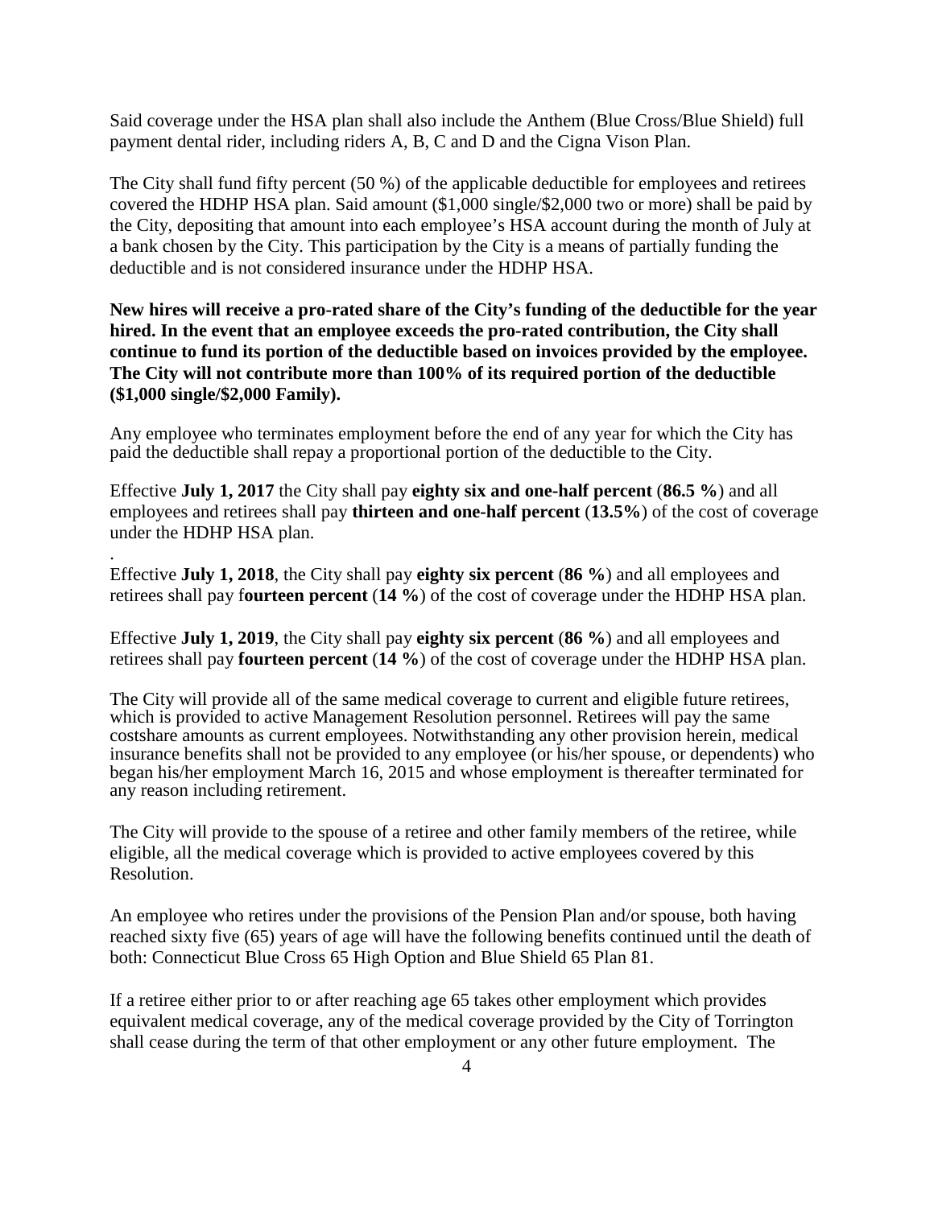Said coverage under the HSA plan shall also include the Anthem (Blue Cross/Blue Shield) full payment dental rider, including riders A, B, C and D and the Cigna Vison Plan.

The City shall fund fifty percent (50 %) of the applicable deductible for employees and retirees covered the HDHP HSA plan. Said amount ($1,000 single/$2,000 two or more) shall be paid by the City, depositing that amount into each employee's HSA account during the month of July at a bank chosen by the City. This participation by the City is a means of partially funding the deductible and is not considered insurance under the HDHP HSA.

**New hires will receive a pro-rated share of the City's funding of the deductible for the year hired. In the event that an employee exceeds the pro-rated contribution, the City shall continue to fund its portion of the deductible based on invoices provided by the employee. The City will not contribute more than 100% of its required portion of the deductible ($1,000 single/$2,000 Family).**

Any employee who terminates employment before the end of any year for which the City has paid the deductible shall repay a proportional portion of the deductible to the City.

Effective **July 1, 2017** the City shall pay **eighty six and one-half percent** (**86.5 %**) and all employees and retirees shall pay **thirteen and one-half percent** (**13.5%**) of the cost of coverage under the HDHP HSA plan.

.

Effective **July 1, 2018**, the City shall pay **eighty six percent** (**86 %**) and all employees and retirees shall pay f**ourteen percent** (**14 %**) of the cost of coverage under the HDHP HSA plan.

Effective **July 1, 2019**, the City shall pay **eighty six percent** (**86 %**) and all employees and retirees shall pay **fourteen percent** (**14 %**) of the cost of coverage under the HDHP HSA plan.

The City will provide all of the same medical coverage to current and eligible future retirees, which is provided to active Management Resolution personnel. Retirees will pay the same costshare amounts as current employees. Notwithstanding any other provision herein, medical insurance benefits shall not be provided to any employee (or his/her spouse, or dependents) who began his/her employment March 16, 2015 and whose employment is thereafter terminated for any reason including retirement.

The City will provide to the spouse of a retiree and other family members of the retiree, while eligible, all the medical coverage which is provided to active employees covered by this Resolution.

An employee who retires under the provisions of the Pension Plan and/or spouse, both having reached sixty five (65) years of age will have the following benefits continued until the death of both: Connecticut Blue Cross 65 High Option and Blue Shield 65 Plan 81.

If a retiree either prior to or after reaching age 65 takes other employment which provides equivalent medical coverage, any of the medical coverage provided by the City of Torrington shall cease during the term of that other employment or any other future employment. The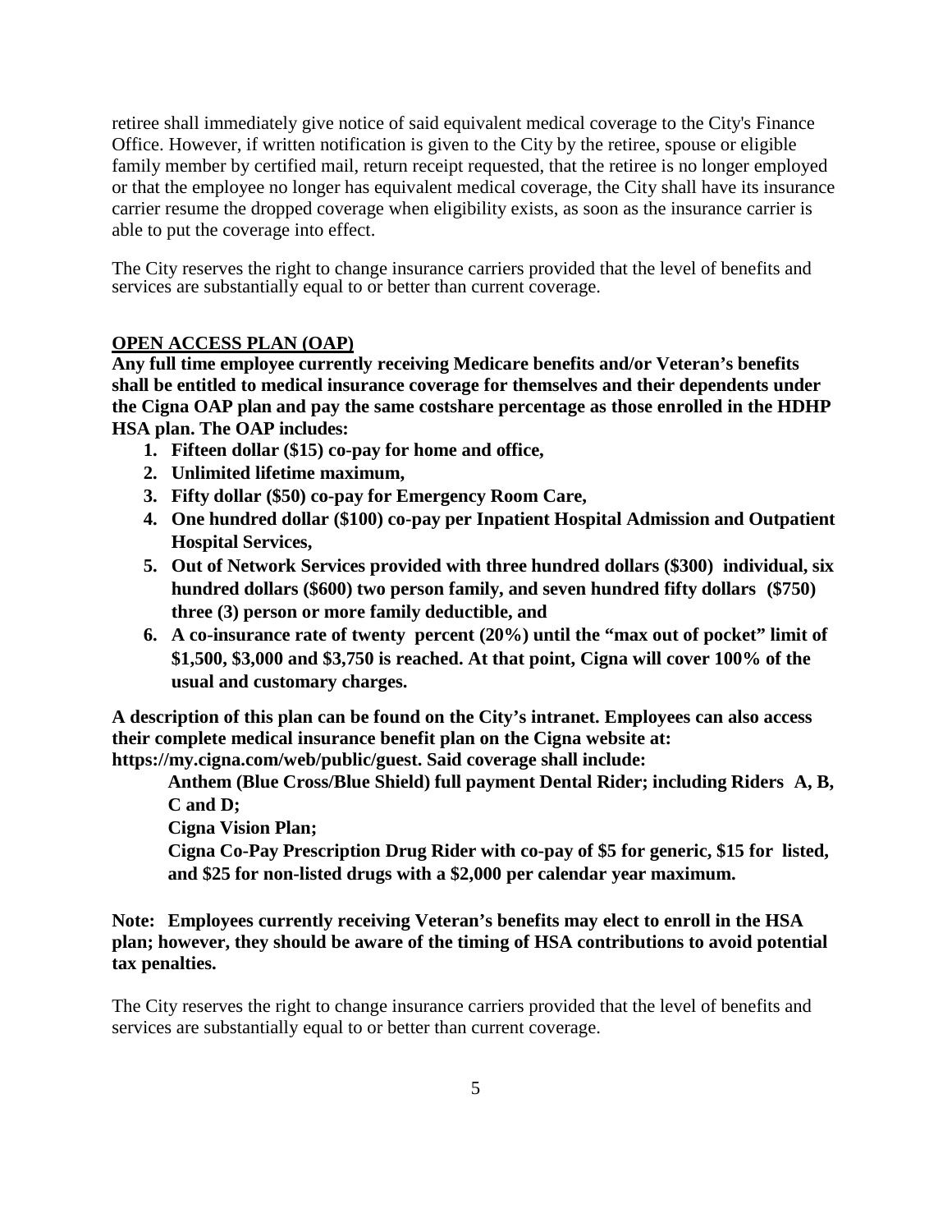retiree shall immediately give notice of said equivalent medical coverage to the City's Finance Office. However, if written notification is given to the City by the retiree, spouse or eligible family member by certified mail, return receipt requested, that the retiree is no longer employed or that the employee no longer has equivalent medical coverage, the City shall have its insurance carrier resume the dropped coverage when eligibility exists, as soon as the insurance carrier is able to put the coverage into effect.

The City reserves the right to change insurance carriers provided that the level of benefits and services are substantially equal to or better than current coverage.

**OPEN ACCESS PLAN (OAP)**

**Any full time employee currently receiving Medicare benefits and/or Veteran's benefits shall be entitled to medical insurance coverage for themselves and their dependents under the Cigna OAP plan and pay the same costshare percentage as those enrolled in the HDHP HSA plan. The OAP includes:**

1. **Fifteen dollar ($15) co-pay for home and office,**
2. **Unlimited lifetime maximum,**
3. **Fifty dollar ($50) co-pay for Emergency Room Care,**
4. **One hundred dollar ($100) co-pay per Inpatient Hospital Admission and Outpatient Hospital Services,**
5. **Out of Network Services provided with three hundred dollars ($300) individual, six hundred dollars ($600) two person family, and seven hundred fifty dollars ($750) three (3) person or more family deductible, and**
6. **A co-insurance rate of twenty percent (20%) until the "max out of pocket" limit of $1,500, $3,000 and $3,750 is reached. At that point, Cigna will cover 100% of the usual and customary charges.**

**A description of this plan can be found on the City's intranet. Employees can also access their complete medical insurance benefit plan on the Cigna website at: https://my.cigna.com/web/public/guest. Said coverage shall include:**

**Anthem (Blue Cross/Blue Shield) full payment Dental Rider; including Riders A, B, C and D;**

**Cigna Vision Plan;**

**Cigna Co-Pay Prescription Drug Rider with co-pay of $5 for generic, $15 for listed, and $25 for non-listed drugs with a $2,000 per calendar year maximum.**

**Note: Employees currently receiving Veteran's benefits may elect to enroll in the HSA plan; however, they should be aware of the timing of HSA contributions to avoid potential tax penalties.**

The City reserves the right to change insurance carriers provided that the level of benefits and services are substantially equal to or better than current coverage.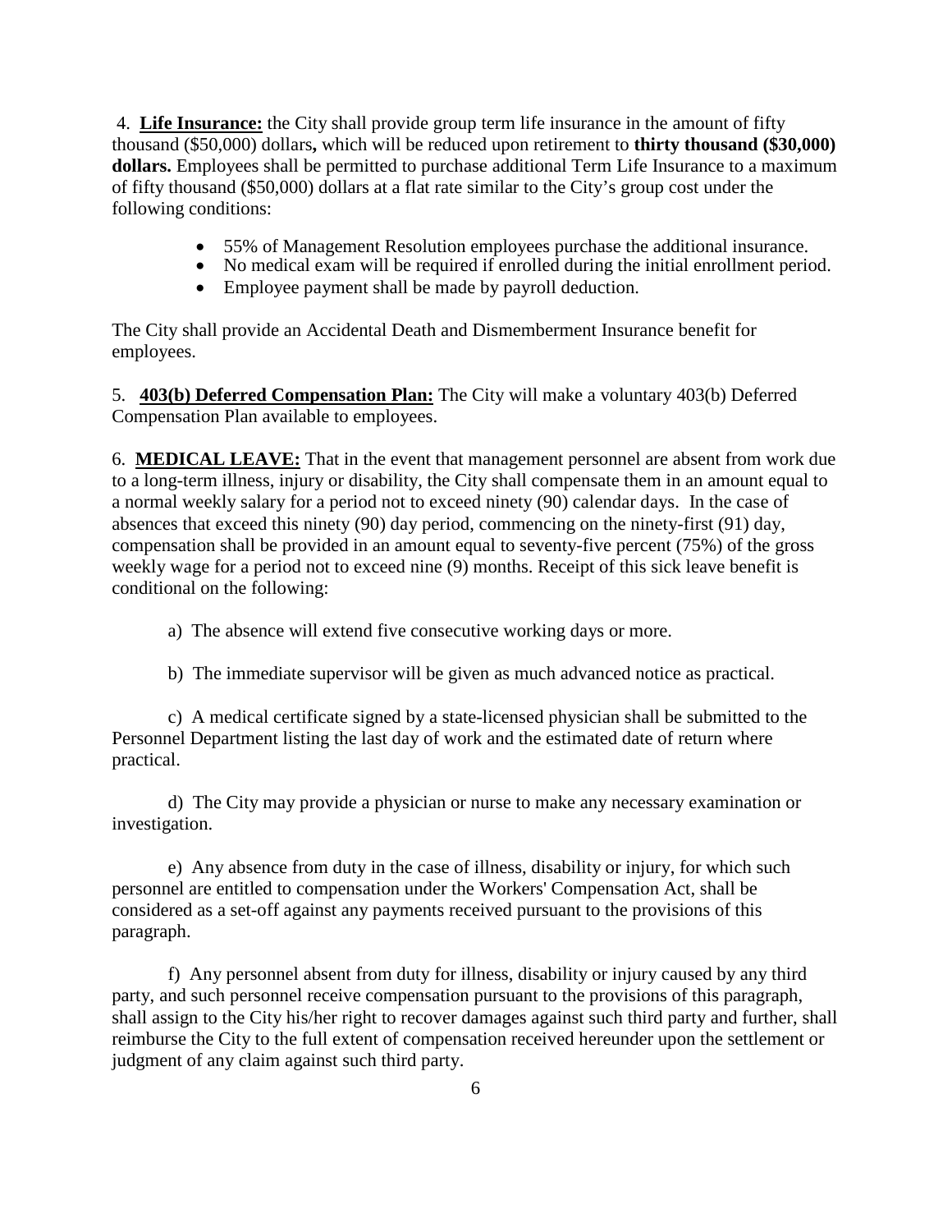4. **Life Insurance:** the City shall provide group term life insurance in the amount of fifty thousand ($50,000) dollars**,** which will be reduced upon retirement to **thirty thousand ($30,000) dollars.** Employees shall be permitted to purchase additional Term Life Insurance to a maximum of fifty thousand ($50,000) dollars at a flat rate similar to the City's group cost under the following conditions:

- 55% of Management Resolution employees purchase the additional insurance.
- No medical exam will be required if enrolled during the initial enrollment period.
- Employee payment shall be made by payroll deduction.

The City shall provide an Accidental Death and Dismemberment Insurance benefit for employees.

5. **403(b) Deferred Compensation Plan:** The City will make a voluntary 403(b) Deferred Compensation Plan available to employees.

6. **MEDICAL LEAVE:** That in the event that management personnel are absent from work due to a long-term illness, injury or disability, the City shall compensate them in an amount equal to a normal weekly salary for a period not to exceed ninety (90) calendar days. In the case of absences that exceed this ninety (90) day period, commencing on the ninety-first (91) day, compensation shall be provided in an amount equal to seventy-five percent (75%) of the gross weekly wage for a period not to exceed nine (9) months. Receipt of this sick leave benefit is conditional on the following:

a) The absence will extend five consecutive working days or more.

b) The immediate supervisor will be given as much advanced notice as practical.

c) A medical certificate signed by a state-licensed physician shall be submitted to the Personnel Department listing the last day of work and the estimated date of return where practical.

d) The City may provide a physician or nurse to make any necessary examination or investigation.

e) Any absence from duty in the case of illness, disability or injury, for which such personnel are entitled to compensation under the Workers' Compensation Act, shall be considered as a set-off against any payments received pursuant to the provisions of this paragraph.

f) Any personnel absent from duty for illness, disability or injury caused by any third party, and such personnel receive compensation pursuant to the provisions of this paragraph, shall assign to the City his/her right to recover damages against such third party and further, shall reimburse the City to the full extent of compensation received hereunder upon the settlement or judgment of any claim against such third party.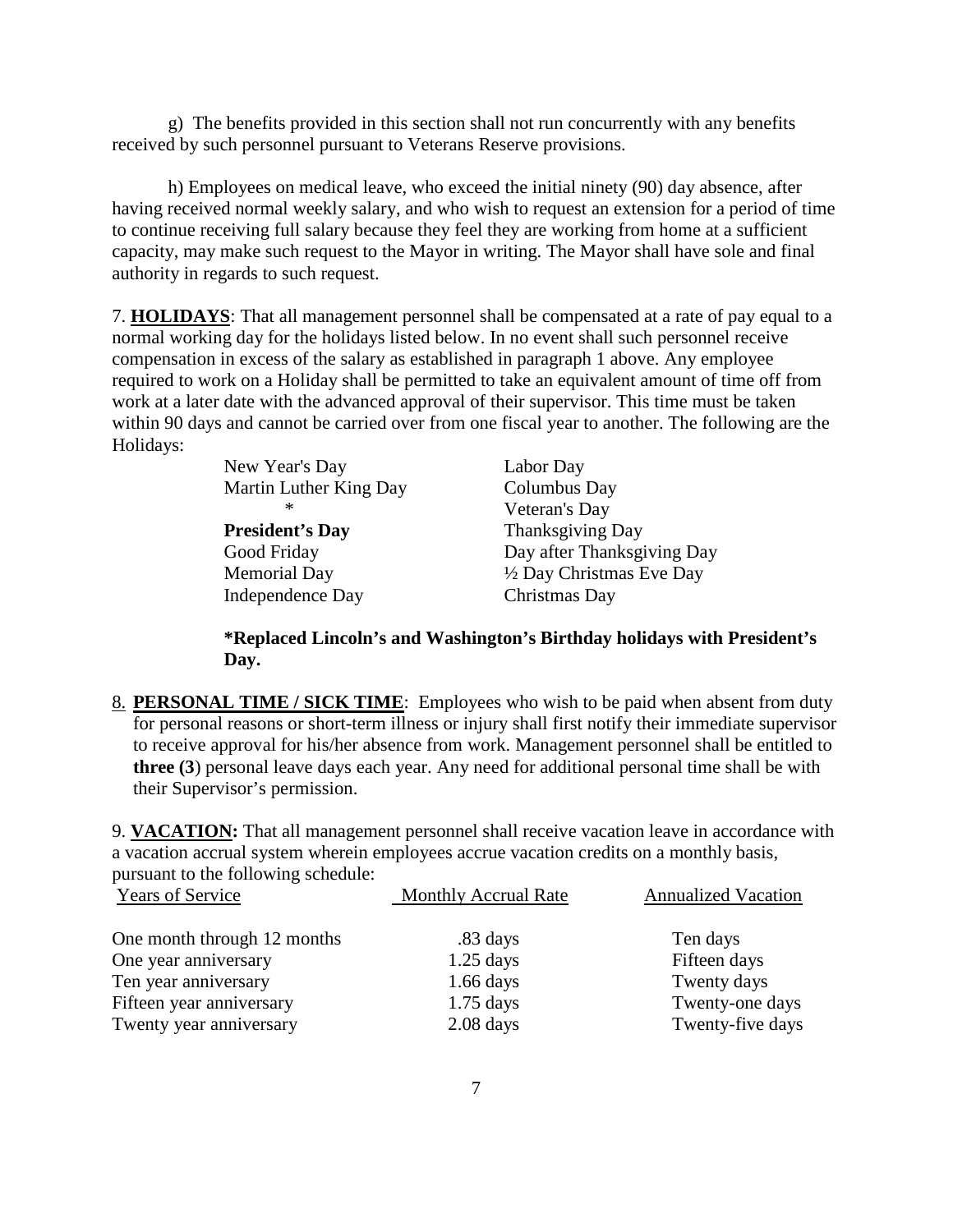g) The benefits provided in this section shall not run concurrently with any benefits received by such personnel pursuant to Veterans Reserve provisions.

h) Employees on medical leave, who exceed the initial ninety (90) day absence, after having received normal weekly salary, and who wish to request an extension for a period of time to continue receiving full salary because they feel they are working from home at a sufficient capacity, may make such request to the Mayor in writing. The Mayor shall have sole and final authority in regards to such request.

7. **HOLIDAYS**: That all management personnel shall be compensated at a rate of pay equal to a normal working day for the holidays listed below. In no event shall such personnel receive compensation in excess of the salary as established in paragraph 1 above. Any employee required to work on a Holiday shall be permitted to take an equivalent amount of time off from work at a later date with the advanced approval of their supervisor. This time must be taken within 90 days and cannot be carried over from one fiscal year to another. The following are the Holidays:

| | |
|---|---|
| New Year's Day | Labor Day |
| Martin Luther King Day | Columbus Day |
| * | Veteran's Day |
| **President's Day** | Thanksgiving Day |
| Good Friday | Day after Thanksgiving Day |
| Memorial Day | ½ Day Christmas Eve Day |
| Independence Day | Christmas Day |

**\*Replaced Lincoln's and Washington's Birthday holidays with President's Day.**

8. **PERSONAL TIME / SICK TIME**: Employees who wish to be paid when absent from duty for personal reasons or short-term illness or injury shall first notify their immediate supervisor to receive approval for his/her absence from work. Management personnel shall be entitled to **three (3**) personal leave days each year. Any need for additional personal time shall be with their Supervisor's permission.

9. **VACATION:** That all management personnel shall receive vacation leave in accordance with a vacation accrual system wherein employees accrue vacation credits on a monthly basis, pursuant to the following schedule:

| Years of Service | Monthly Accrual Rate | Annualized Vacation |
|---|---|---|
| One month through 12 months | .83 days | Ten days |
| One year anniversary | 1.25 days | Fifteen days |
| Ten year anniversary | 1.66 days | Twenty days |
| Fifteen year anniversary | 1.75 days | Twenty-one days |
| Twenty year anniversary | 2.08 days | Twenty-five days |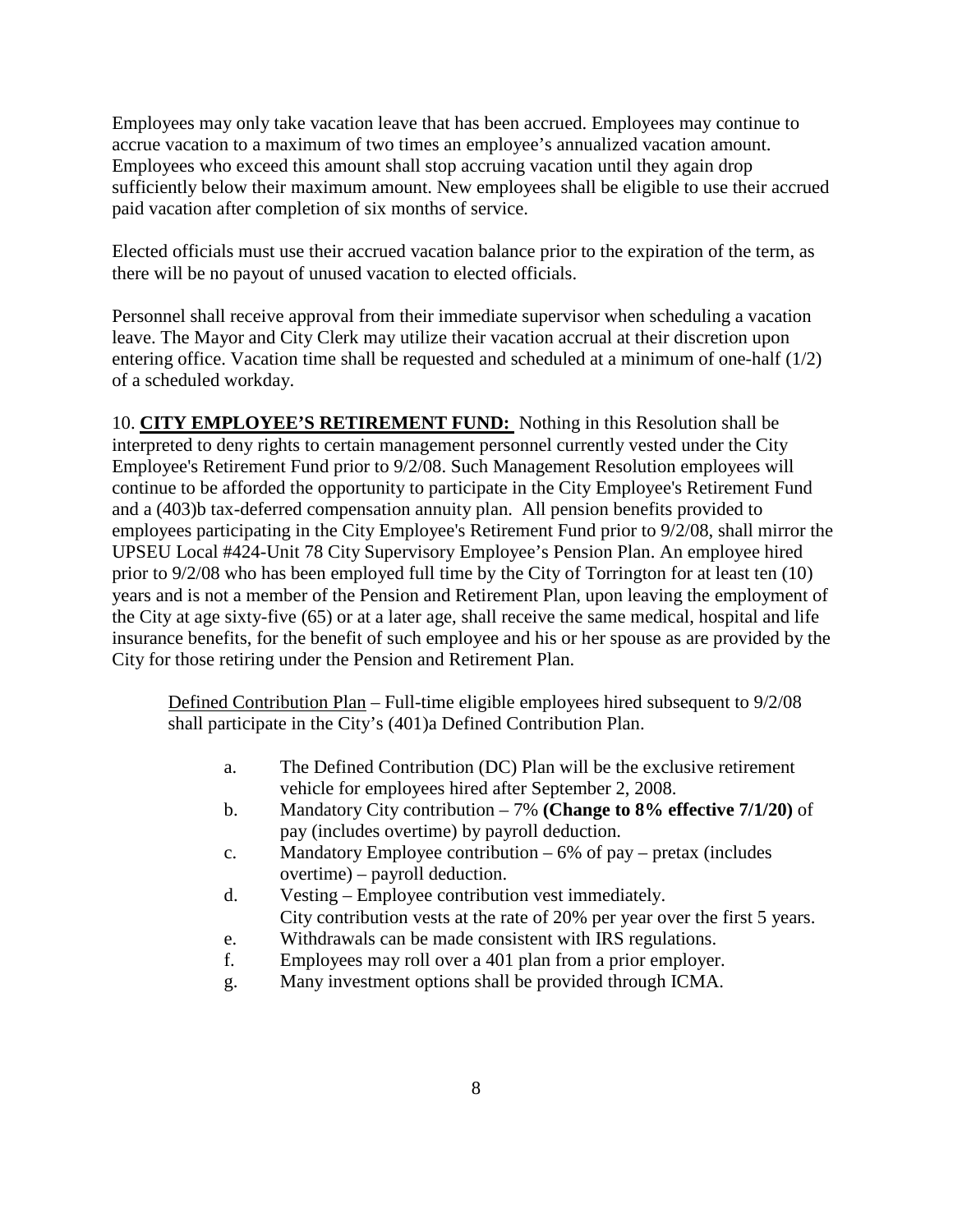Employees may only take vacation leave that has been accrued. Employees may continue to accrue vacation to a maximum of two times an employee's annualized vacation amount. Employees who exceed this amount shall stop accruing vacation until they again drop sufficiently below their maximum amount. New employees shall be eligible to use their accrued paid vacation after completion of six months of service.

Elected officials must use their accrued vacation balance prior to the expiration of the term, as there will be no payout of unused vacation to elected officials.

Personnel shall receive approval from their immediate supervisor when scheduling a vacation leave. The Mayor and City Clerk may utilize their vacation accrual at their discretion upon entering office. Vacation time shall be requested and scheduled at a minimum of one-half (1/2) of a scheduled workday.

10. **<u>CITY EMPLOYEE'S RETIREMENT FUND:</u>** Nothing in this Resolution shall be interpreted to deny rights to certain management personnel currently vested under the City Employee's Retirement Fund prior to 9/2/08. Such Management Resolution employees will continue to be afforded the opportunity to participate in the City Employee's Retirement Fund and a (403)b tax-deferred compensation annuity plan. All pension benefits provided to employees participating in the City Employee's Retirement Fund prior to 9/2/08, shall mirror the UPSEU Local #424-Unit 78 City Supervisory Employee's Pension Plan. An employee hired prior to 9/2/08 who has been employed full time by the City of Torrington for at least ten (10) years and is not a member of the Pension and Retirement Plan, upon leaving the employment of the City at age sixty-five (65) or at a later age, shall receive the same medical, hospital and life insurance benefits, for the benefit of such employee and his or her spouse as are provided by the City for those retiring under the Pension and Retirement Plan.

<u>Defined Contribution Plan</u> – Full-time eligible employees hired subsequent to 9/2/08 shall participate in the City's (401)a Defined Contribution Plan.

a. The Defined Contribution (DC) Plan will be the exclusive retirement vehicle for employees hired after September 2, 2008.
b. Mandatory City contribution – 7% **(Change to 8% effective 7/1/20)** of pay (includes overtime) by payroll deduction.
c. Mandatory Employee contribution – 6% of pay – pretax (includes overtime) – payroll deduction.
d. Vesting – Employee contribution vest immediately.
   City contribution vests at the rate of 20% per year over the first 5 years.
e. Withdrawals can be made consistent with IRS regulations.
f. Employees may roll over a 401 plan from a prior employer.
g. Many investment options shall be provided through ICMA.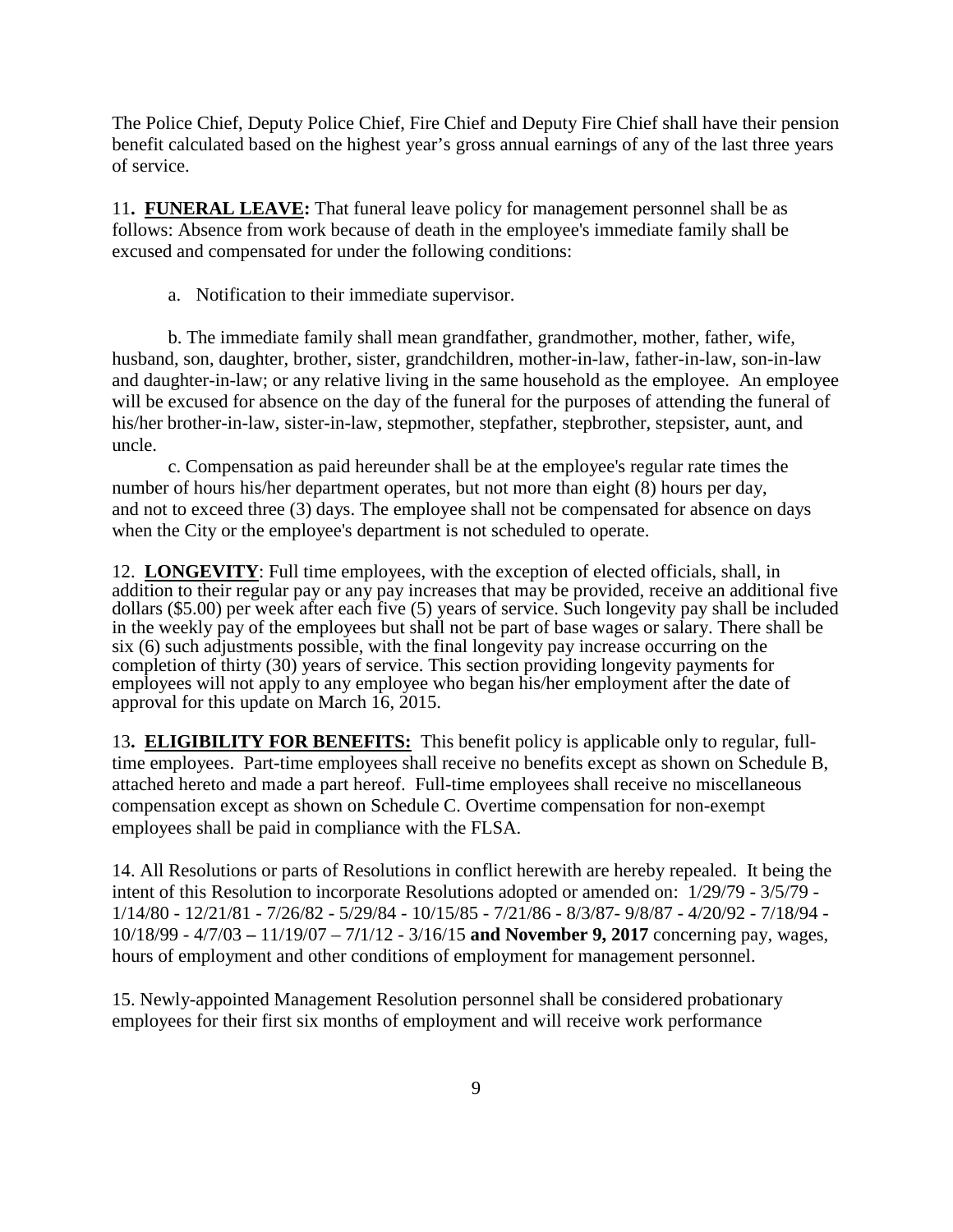The Police Chief, Deputy Police Chief, Fire Chief and Deputy Fire Chief shall have their pension benefit calculated based on the highest year's gross annual earnings of any of the last three years of service.

11**.** **<u>FUNERAL LEAVE</u>:** That funeral leave policy for management personnel shall be as follows: Absence from work because of death in the employee's immediate family shall be excused and compensated for under the following conditions:

a. Notification to their immediate supervisor.

b. The immediate family shall mean grandfather, grandmother, mother, father, wife, husband, son, daughter, brother, sister, grandchildren, mother-in-law, father-in-law, son-in-law and daughter-in-law; or any relative living in the same household as the employee. An employee will be excused for absence on the day of the funeral for the purposes of attending the funeral of his/her brother-in-law, sister-in-law, stepmother, stepfather, stepbrother, stepsister, aunt, and uncle.

c. Compensation as paid hereunder shall be at the employee's regular rate times the number of hours his/her department operates, but not more than eight (8) hours per day, and not to exceed three (3) days. The employee shall not be compensated for absence on days when the City or the employee's department is not scheduled to operate.

12. **<u>LONGEVITY</u>**: Full time employees, with the exception of elected officials, shall, in addition to their regular pay or any pay increases that may be provided, receive an additional five dollars ($5.00) per week after each five (5) years of service. Such longevity pay shall be included in the weekly pay of the employees but shall not be part of base wages or salary. There shall be six (6) such adjustments possible, with the final longevity pay increase occurring on the completion of thirty (30) years of service. This section providing longevity payments for employees will not apply to any employee who began his/her employment after the date of approval for this update on March 16, 2015.

13**.** **<u>ELIGIBILITY FOR BENEFITS:</u>** This benefit policy is applicable only to regular, full-time employees. Part-time employees shall receive no benefits except as shown on Schedule B, attached hereto and made a part hereof. Full-time employees shall receive no miscellaneous compensation except as shown on Schedule C. Overtime compensation for non-exempt employees shall be paid in compliance with the FLSA.

14. All Resolutions or parts of Resolutions in conflict herewith are hereby repealed. It being the intent of this Resolution to incorporate Resolutions adopted or amended on: 1/29/79 - 3/5/79 - 1/14/80 - 12/21/81 - 7/26/82 - 5/29/84 - 10/15/85 - 7/21/86 - 8/3/87- 9/8/87 - 4/20/92 - 7/18/94 - 10/18/99 - 4/7/03 **–** 11/19/07 – 7/1/12 - 3/16/15 **and November 9, 2017** concerning pay, wages, hours of employment and other conditions of employment for management personnel.

15. Newly-appointed Management Resolution personnel shall be considered probationary employees for their first six months of employment and will receive work performance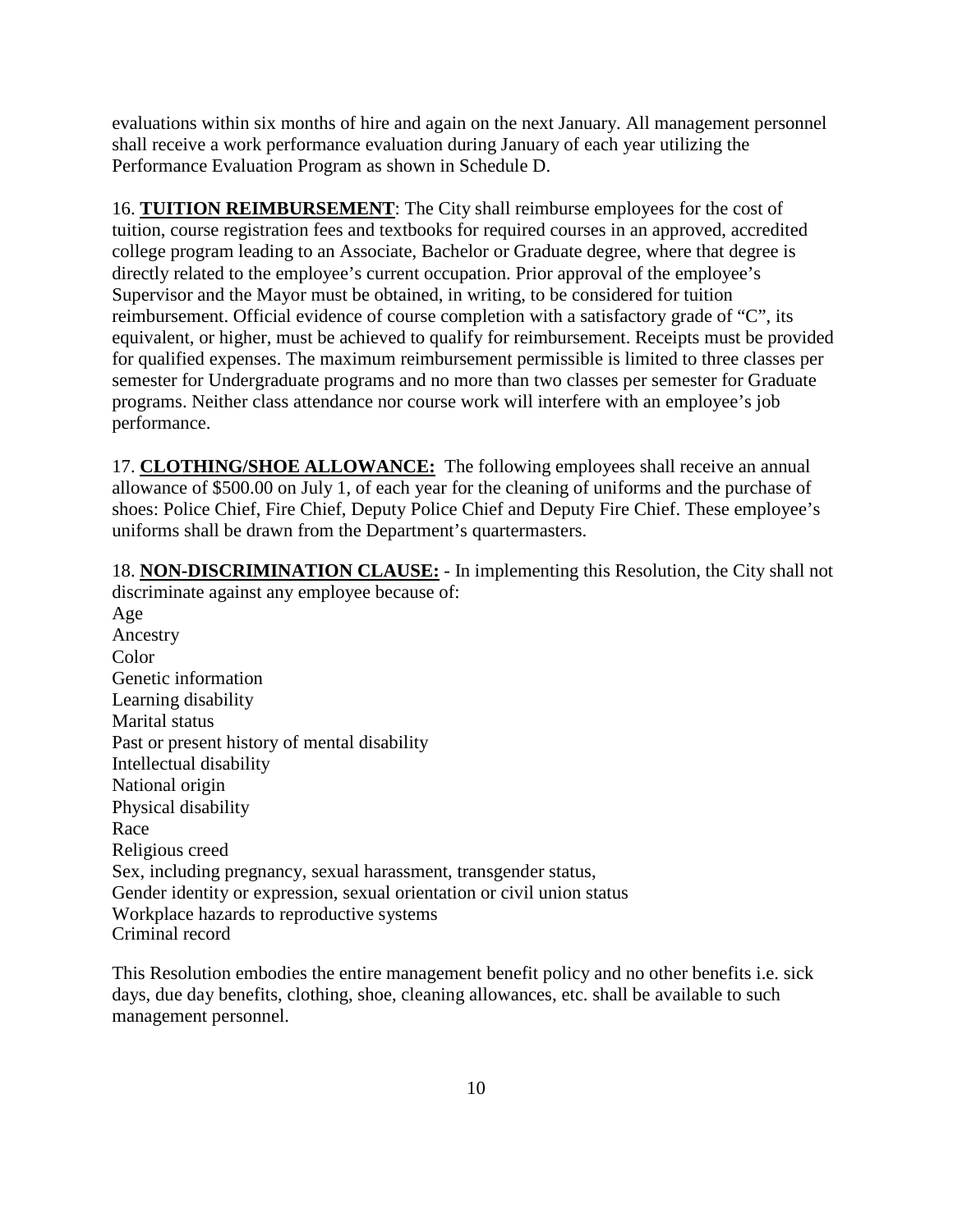evaluations within six months of hire and again on the next January. All management personnel shall receive a work performance evaluation during January of each year utilizing the Performance Evaluation Program as shown in Schedule D.

16. **TUITION REIMBURSEMENT**: The City shall reimburse employees for the cost of tuition, course registration fees and textbooks for required courses in an approved, accredited college program leading to an Associate, Bachelor or Graduate degree, where that degree is directly related to the employee's current occupation. Prior approval of the employee's Supervisor and the Mayor must be obtained, in writing, to be considered for tuition reimbursement. Official evidence of course completion with a satisfactory grade of "C", its equivalent, or higher, must be achieved to qualify for reimbursement. Receipts must be provided for qualified expenses. The maximum reimbursement permissible is limited to three classes per semester for Undergraduate programs and no more than two classes per semester for Graduate programs. Neither class attendance nor course work will interfere with an employee's job performance.

17. **CLOTHING/SHOE ALLOWANCE:** The following employees shall receive an annual allowance of $500.00 on July 1, of each year for the cleaning of uniforms and the purchase of shoes: Police Chief, Fire Chief, Deputy Police Chief and Deputy Fire Chief. These employee's uniforms shall be drawn from the Department's quartermasters.

18. **NON-DISCRIMINATION CLAUSE:** - In implementing this Resolution, the City shall not discriminate against any employee because of:

Age
Ancestry
Color
Genetic information
Learning disability
Marital status
Past or present history of mental disability
Intellectual disability
National origin
Physical disability
Race
Religious creed
Sex, including pregnancy, sexual harassment, transgender status,
Gender identity or expression, sexual orientation or civil union status
Workplace hazards to reproductive systems
Criminal record

This Resolution embodies the entire management benefit policy and no other benefits i.e. sick days, due day benefits, clothing, shoe, cleaning allowances, etc. shall be available to such management personnel.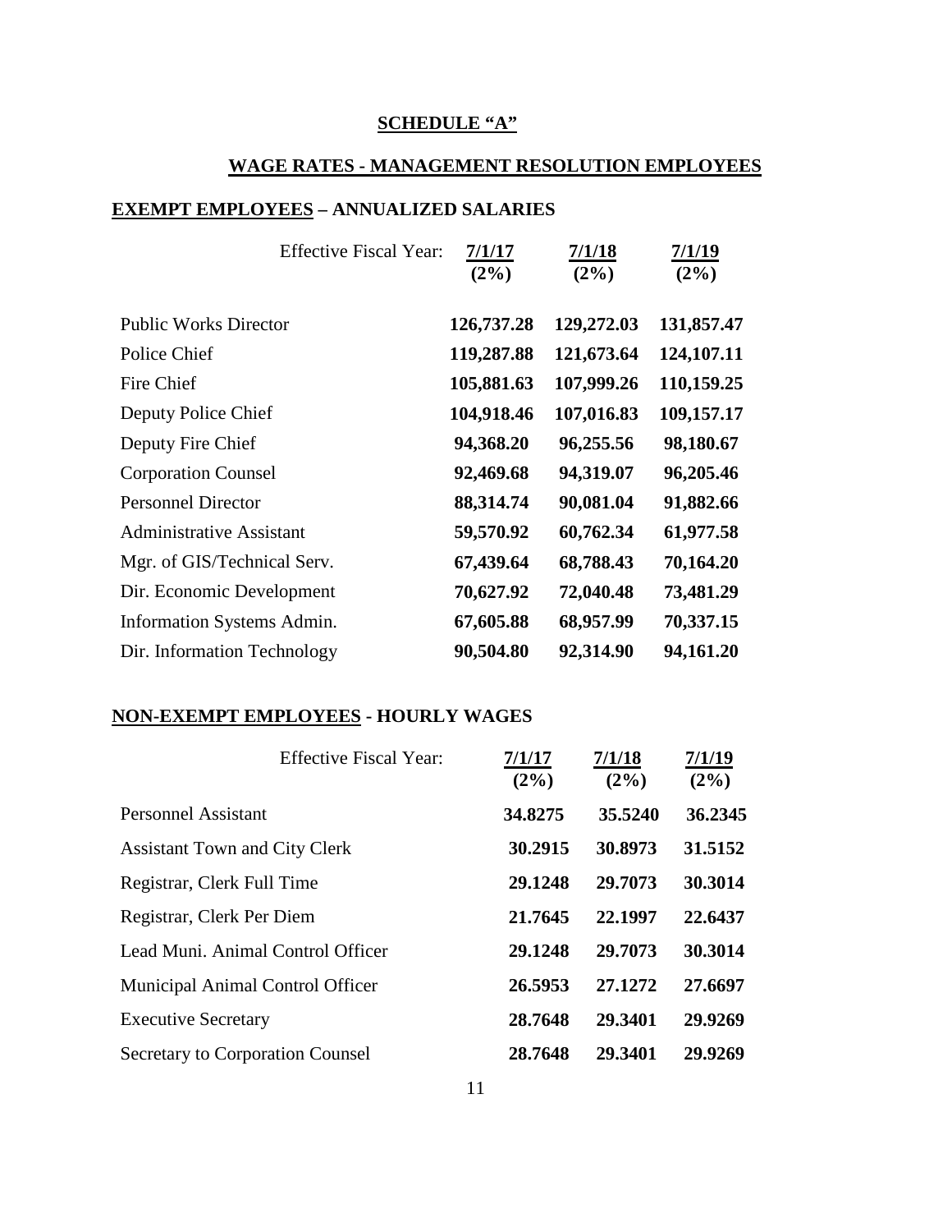# SCHEDULE "A"

## WAGE RATES - MANAGEMENT RESOLUTION EMPLOYEES

### EXEMPT EMPLOYEES – ANNUALIZED SALARIES

| Effective Fiscal Year: | 7/1/17 (2%) | 7/1/18 (2%) | 7/1/19 (2%) |
|---|---|---|---|
| Public Works Director | **126,737.28** | **129,272.03** | **131,857.47** |
| Police Chief | **119,287.88** | **121,673.64** | **124,107.11** |
| Fire Chief | **105,881.63** | **107,999.26** | **110,159.25** |
| Deputy Police Chief | **104,918.46** | **107,016.83** | **109,157.17** |
| Deputy Fire Chief | **94,368.20** | **96,255.56** | **98,180.67** |
| Corporation Counsel | **92,469.68** | **94,319.07** | **96,205.46** |
| Personnel Director | **88,314.74** | **90,081.04** | **91,882.66** |
| Administrative Assistant | **59,570.92** | **60,762.34** | **61,977.58** |
| Mgr. of GIS/Technical Serv. | **67,439.64** | **68,788.43** | **70,164.20** |
| Dir. Economic Development | **70,627.92** | **72,040.48** | **73,481.29** |
| Information Systems Admin. | **67,605.88** | **68,957.99** | **70,337.15** |
| Dir. Information Technology | **90,504.80** | **92,314.90** | **94,161.20** |

### NON-EXEMPT EMPLOYEES - HOURLY WAGES

| Effective Fiscal Year: | 7/1/17 (2%) | 7/1/18 (2%) | 7/1/19 (2%) |
|---|---|---|---|
| Personnel Assistant | **34.8275** | **35.5240** | **36.2345** |
| Assistant Town and City Clerk | **30.2915** | **30.8973** | **31.5152** |
| Registrar, Clerk Full Time | **29.1248** | **29.7073** | **30.3014** |
| Registrar, Clerk Per Diem | **21.7645** | **22.1997** | **22.6437** |
| Lead Muni. Animal Control Officer | **29.1248** | **29.7073** | **30.3014** |
| Municipal Animal Control Officer | **26.5953** | **27.1272** | **27.6697** |
| Executive Secretary | **28.7648** | **29.3401** | **29.9269** |
| Secretary to Corporation Counsel | **28.7648** | **29.3401** | **29.9269** |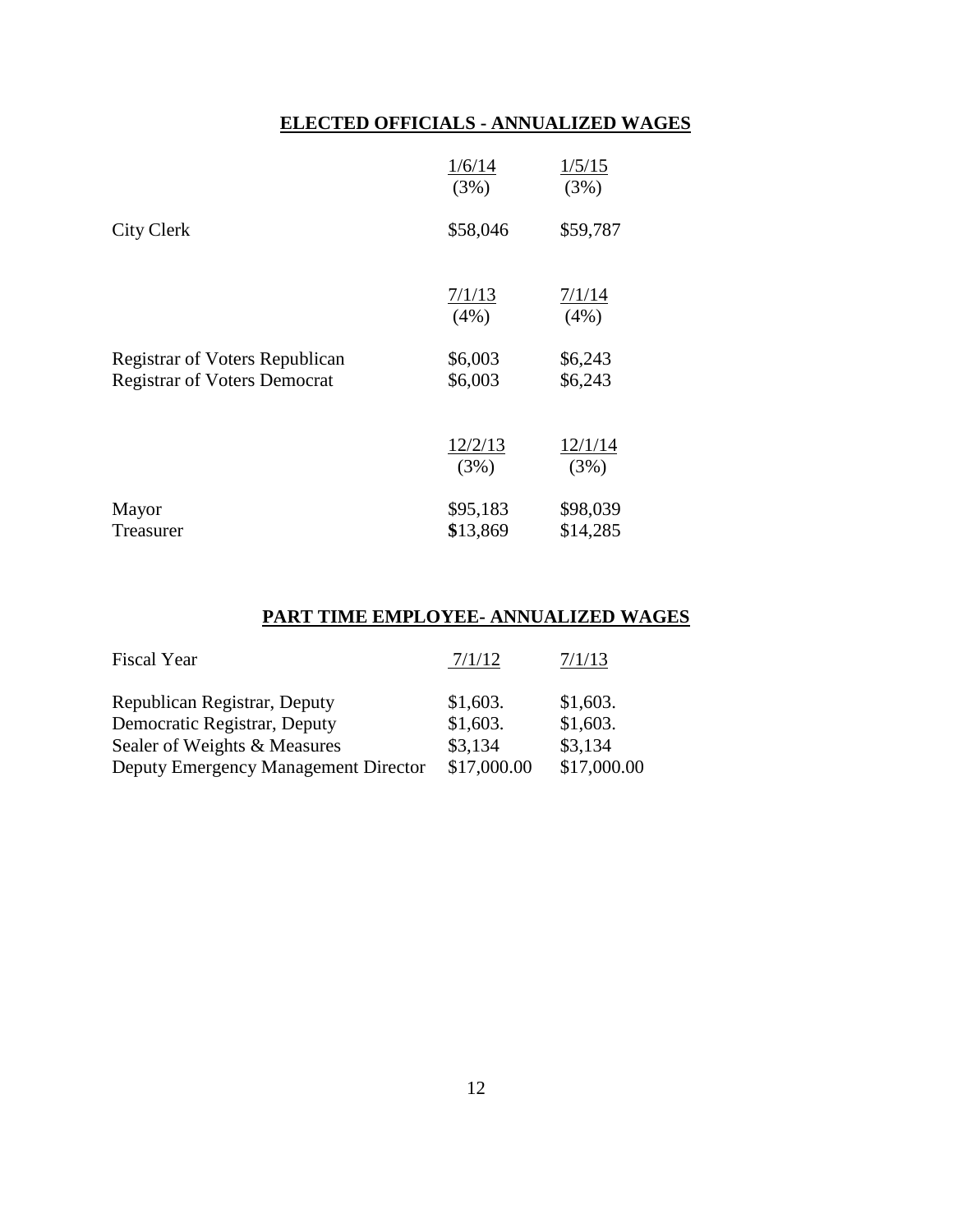## ELECTED OFFICIALS - ANNUALIZED WAGES

| | 1/6/14 (3%) | 1/5/15 (3%) |
|---|---|---|
| City Clerk | $58,046 | $59,787 |

| | 7/1/13 (4%) | 7/1/14 (4%) |
|---|---|---|
| Registrar of Voters Republican | $6,003 | $6,243 |
| Registrar of Voters Democrat | $6,003 | $6,243 |

| | 12/2/13 (3%) | 12/1/14 (3%) |
|---|---|---|
| Mayor | $95,183 | $98,039 |
| Treasurer | $13,869 | $14,285 |

## PART TIME EMPLOYEE- ANNUALIZED WAGES

| Fiscal Year | 7/1/12 | 7/1/13 |
|---|---|---|
| Republican Registrar, Deputy | $1,603. | $1,603. |
| Democratic Registrar, Deputy | $1,603. | $1,603. |
| Sealer of Weights & Measures | $3,134 | $3,134 |
| Deputy Emergency Management Director | $17,000.00 | $17,000.00 |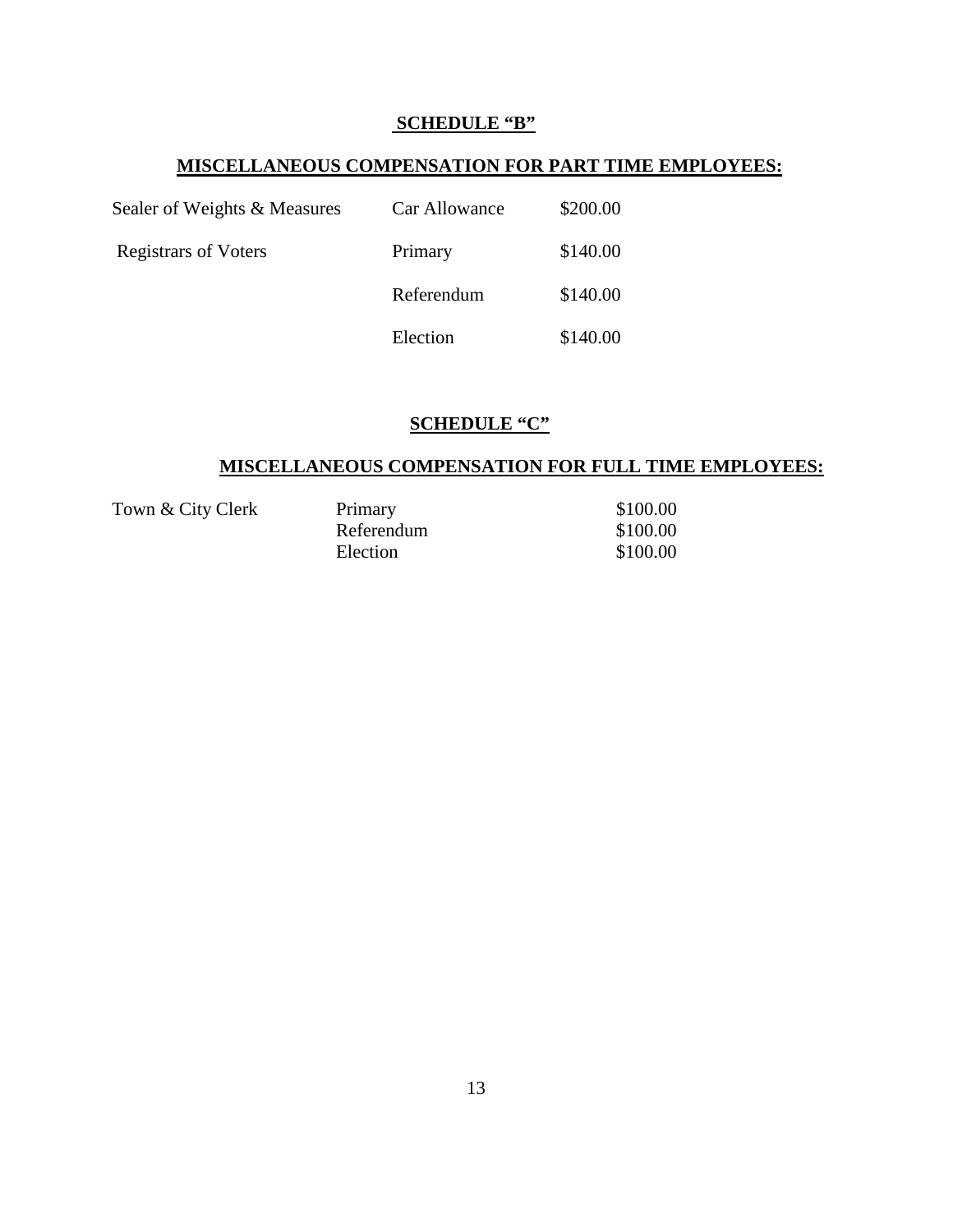## SCHEDULE "B"

### MISCELLANEOUS COMPENSATION FOR PART TIME EMPLOYEES:

| | | |
|---|---|---|
| Sealer of Weights & Measures | Car Allowance | $200.00 |
| Registrars of Voters | Primary | $140.00 |
| | Referendum | $140.00 |
| | Election | $140.00 |

## SCHEDULE "C"

### MISCELLANEOUS COMPENSATION FOR FULL TIME EMPLOYEES:

| | | |
|---|---|---|
| Town & City Clerk | Primary | $100.00 |
| | Referendum | $100.00 |
| | Election | $100.00 |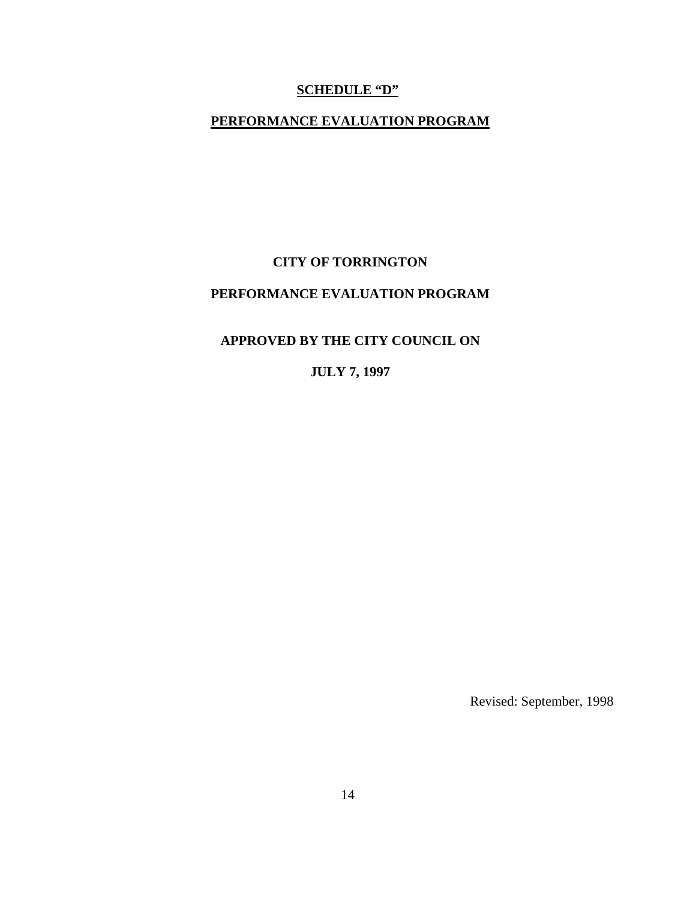# **SCHEDULE "D"**

## **PERFORMANCE EVALUATION PROGRAM**

**CITY OF TORRINGTON**

**PERFORMANCE EVALUATION PROGRAM**

**APPROVED BY THE CITY COUNCIL ON**

**JULY 7, 1997**

Revised: September, 1998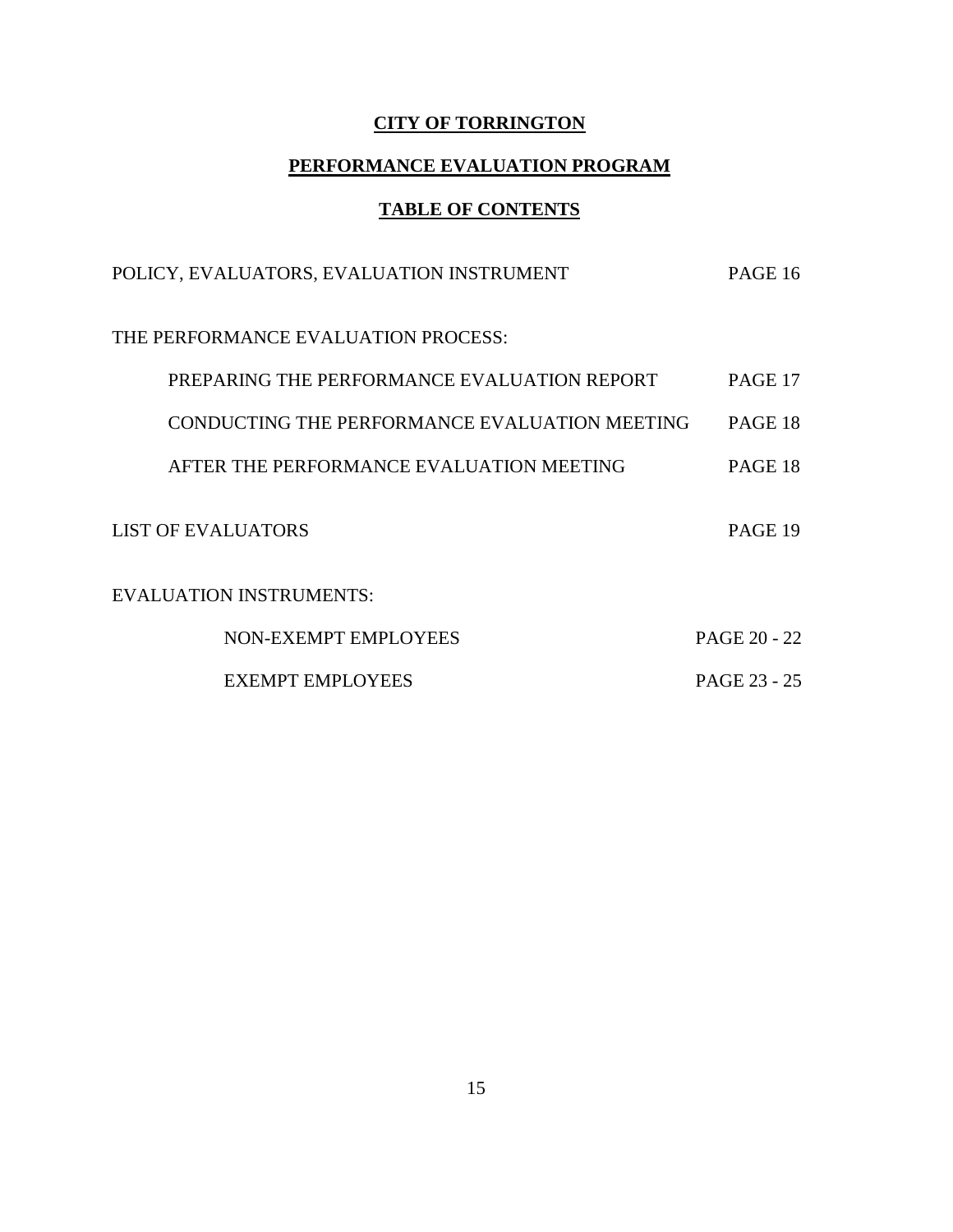# CITY OF TORRINGTON

## PERFORMANCE EVALUATION PROGRAM

## TABLE OF CONTENTS

| | |
|---|---|
| POLICY, EVALUATORS, EVALUATION INSTRUMENT | PAGE 16 |
| THE PERFORMANCE EVALUATION PROCESS: | |
| PREPARING THE PERFORMANCE EVALUATION REPORT | PAGE 17 |
| CONDUCTING THE PERFORMANCE EVALUATION MEETING | PAGE 18 |
| AFTER THE PERFORMANCE EVALUATION MEETING | PAGE 18 |
| LIST OF EVALUATORS | PAGE 19 |
| EVALUATION INSTRUMENTS: | |
| NON-EXEMPT EMPLOYEES | PAGE 20 - 22 |
| EXEMPT EMPLOYEES | PAGE 23 - 25 |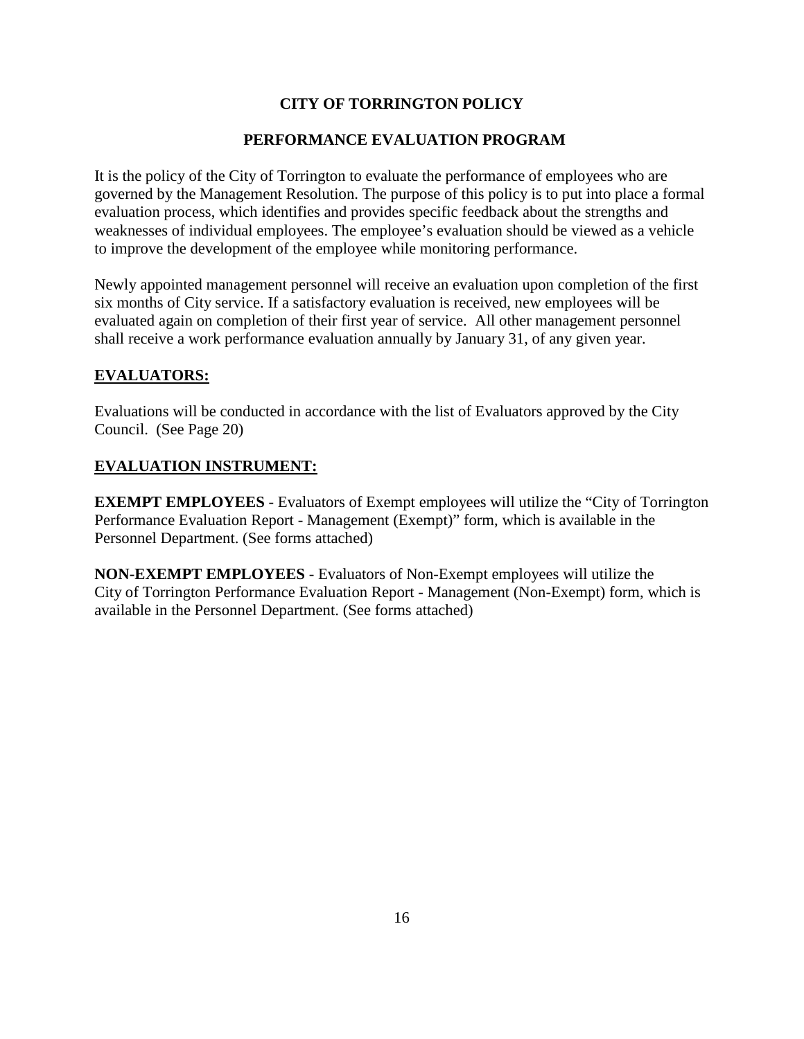# CITY OF TORRINGTON POLICY

## PERFORMANCE EVALUATION PROGRAM

It is the policy of the City of Torrington to evaluate the performance of employees who are governed by the Management Resolution. The purpose of this policy is to put into place a formal evaluation process, which identifies and provides specific feedback about the strengths and weaknesses of individual employees. The employee's evaluation should be viewed as a vehicle to improve the development of the employee while monitoring performance.

Newly appointed management personnel will receive an evaluation upon completion of the first six months of City service. If a satisfactory evaluation is received, new employees will be evaluated again on completion of their first year of service. All other management personnel shall receive a work performance evaluation annually by January 31, of any given year.

### EVALUATORS:

Evaluations will be conducted in accordance with the list of Evaluators approved by the City Council. (See Page 20)

### EVALUATION INSTRUMENT:

**EXEMPT EMPLOYEES** - Evaluators of Exempt employees will utilize the "City of Torrington Performance Evaluation Report - Management (Exempt)" form, which is available in the Personnel Department. (See forms attached)

**NON-EXEMPT EMPLOYEES** - Evaluators of Non-Exempt employees will utilize the City of Torrington Performance Evaluation Report - Management (Non-Exempt) form, which is available in the Personnel Department. (See forms attached)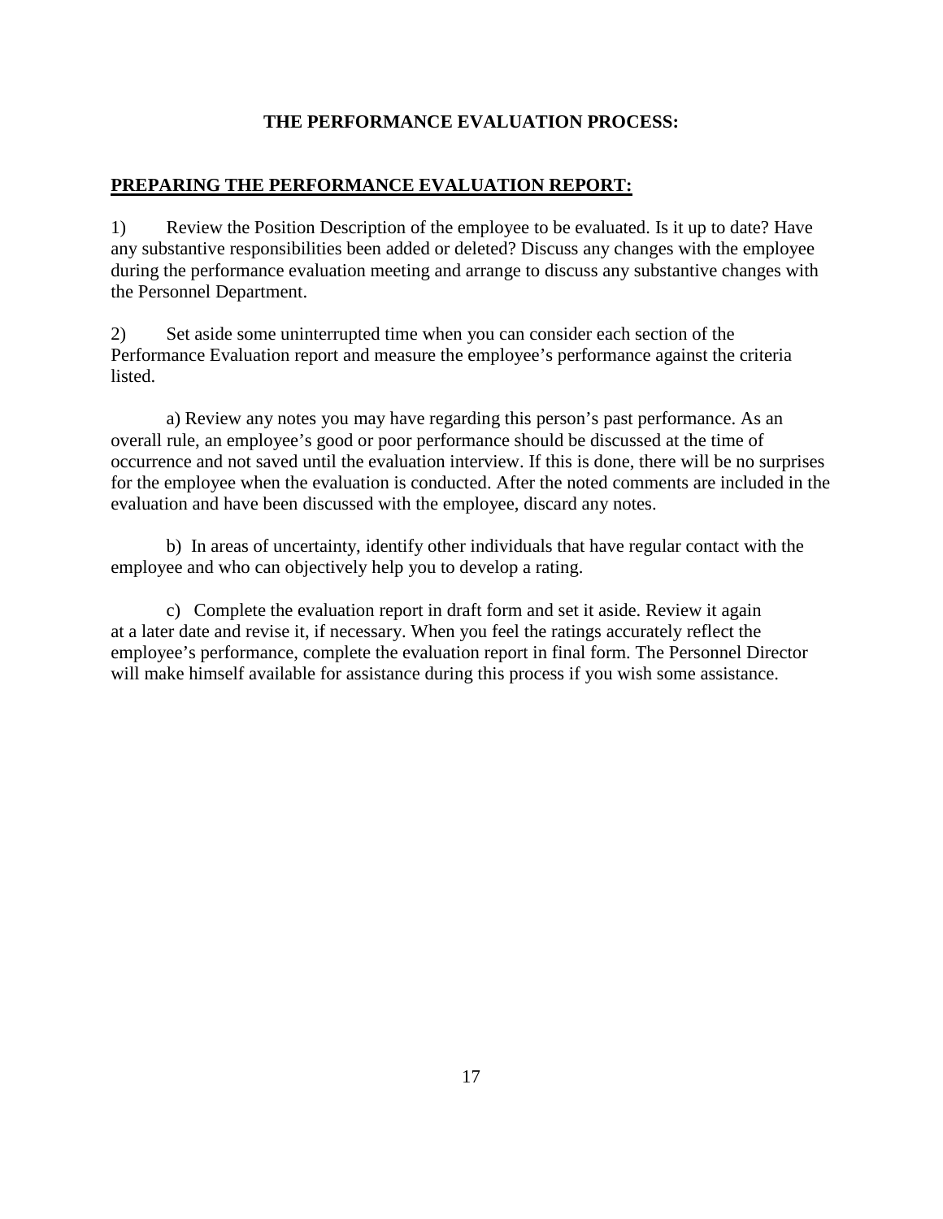# THE PERFORMANCE EVALUATION PROCESS:

## PREPARING THE PERFORMANCE EVALUATION REPORT:

1) Review the Position Description of the employee to be evaluated. Is it up to date? Have any substantive responsibilities been added or deleted? Discuss any changes with the employee during the performance evaluation meeting and arrange to discuss any substantive changes with the Personnel Department.

2) Set aside some uninterrupted time when you can consider each section of the Performance Evaluation report and measure the employee's performance against the criteria listed.

a) Review any notes you may have regarding this person's past performance. As an overall rule, an employee's good or poor performance should be discussed at the time of occurrence and not saved until the evaluation interview. If this is done, there will be no surprises for the employee when the evaluation is conducted. After the noted comments are included in the evaluation and have been discussed with the employee, discard any notes.

b) In areas of uncertainty, identify other individuals that have regular contact with the employee and who can objectively help you to develop a rating.

c) Complete the evaluation report in draft form and set it aside. Review it again at a later date and revise it, if necessary. When you feel the ratings accurately reflect the employee's performance, complete the evaluation report in final form. The Personnel Director will make himself available for assistance during this process if you wish some assistance.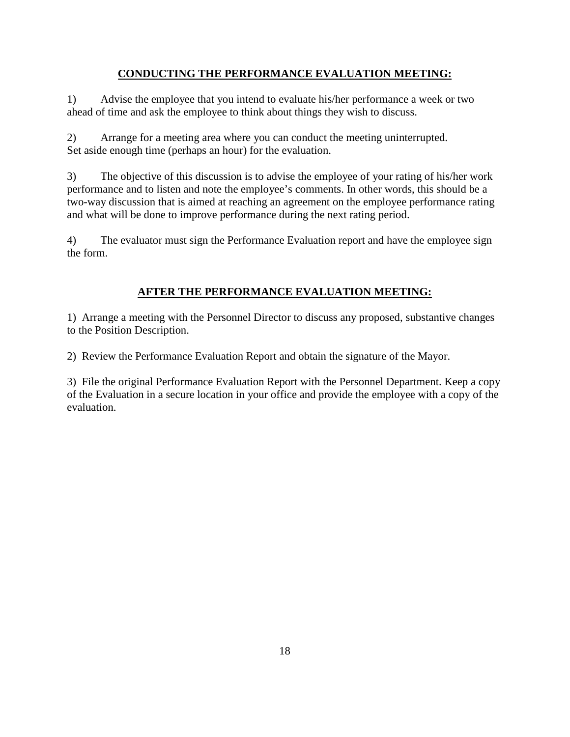## **CONDUCTING THE PERFORMANCE EVALUATION MEETING:**

1) Advise the employee that you intend to evaluate his/her performance a week or two ahead of time and ask the employee to think about things they wish to discuss.

2) Arrange for a meeting area where you can conduct the meeting uninterrupted. Set aside enough time (perhaps an hour) for the evaluation.

3) The objective of this discussion is to advise the employee of your rating of his/her work performance and to listen and note the employee's comments. In other words, this should be a two-way discussion that is aimed at reaching an agreement on the employee performance rating and what will be done to improve performance during the next rating period.

4) The evaluator must sign the Performance Evaluation report and have the employee sign the form.

## **AFTER THE PERFORMANCE EVALUATION MEETING:**

1) Arrange a meeting with the Personnel Director to discuss any proposed, substantive changes to the Position Description.

2) Review the Performance Evaluation Report and obtain the signature of the Mayor.

3) File the original Performance Evaluation Report with the Personnel Department. Keep a copy of the Evaluation in a secure location in your office and provide the employee with a copy of the evaluation.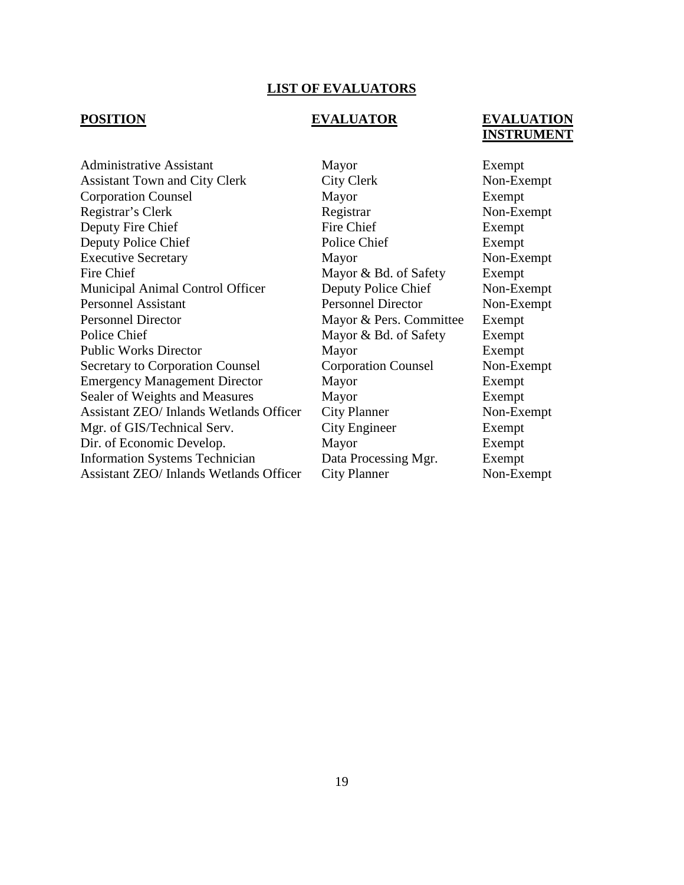## LIST OF EVALUATORS

| POSITION | EVALUATOR | EVALUATION INSTRUMENT |
|---|---|---|
| Administrative Assistant | Mayor | Exempt |
| Assistant Town and City Clerk | City Clerk | Non-Exempt |
| Corporation Counsel | Mayor | Exempt |
| Registrar's Clerk | Registrar | Non-Exempt |
| Deputy Fire Chief | Fire Chief | Exempt |
| Deputy Police Chief | Police Chief | Exempt |
| Executive Secretary | Mayor | Non-Exempt |
| Fire Chief | Mayor & Bd. of Safety | Exempt |
| Municipal Animal Control Officer | Deputy Police Chief | Non-Exempt |
| Personnel Assistant | Personnel Director | Non-Exempt |
| Personnel Director | Mayor & Pers. Committee | Exempt |
| Police Chief | Mayor & Bd. of Safety | Exempt |
| Public Works Director | Mayor | Exempt |
| Secretary to Corporation Counsel | Corporation Counsel | Non-Exempt |
| Emergency Management Director | Mayor | Exempt |
| Sealer of Weights and Measures | Mayor | Exempt |
| Assistant ZEO/ Inlands Wetlands Officer | City Planner | Non-Exempt |
| Mgr. of GIS/Technical Serv. | City Engineer | Exempt |
| Dir. of Economic Develop. | Mayor | Exempt |
| Information Systems Technician | Data Processing Mgr. | Exempt |
| Assistant ZEO/ Inlands Wetlands Officer | City Planner | Non-Exempt |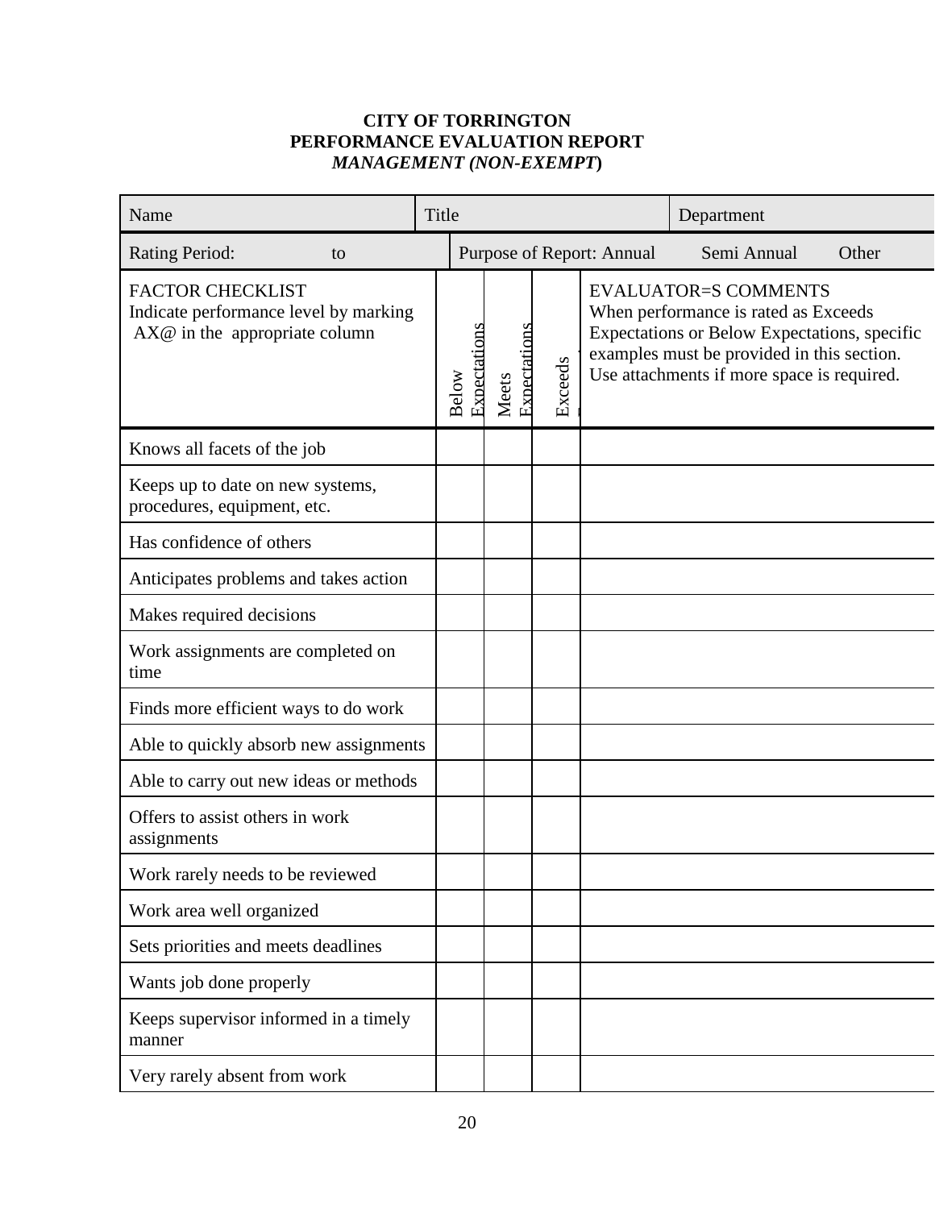**CITY OF TORRINGTON**
**PERFORMANCE EVALUATION REPORT**
***MANAGEMENT (NON-EXEMPT)***

| Name | Title | | | | Department |
|---|---|---|---|---|---|
| Rating Period: to | Purpose of Report: Annual Semi Annual Other | | | | |
| FACTOR CHECKLIST<br>Indicate performance level by marking AX@ in the appropriate column | Below Expectations | Meets Expectations | Exceeds | EVALUATOR=S COMMENTS<br>When performance is rated as Exceeds Expectations or Below Expectations, specific examples must be provided in this section. Use attachments if more space is required. | |
| Knows all facets of the job | | | | | |
| Keeps up to date on new systems, procedures, equipment, etc. | | | | | |
| Has confidence of others | | | | | |
| Anticipates problems and takes action | | | | | |
| Makes required decisions | | | | | |
| Work assignments are completed on time | | | | | |
| Finds more efficient ways to do work | | | | | |
| Able to quickly absorb new assignments | | | | | |
| Able to carry out new ideas or methods | | | | | |
| Offers to assist others in work assignments | | | | | |
| Work rarely needs to be reviewed | | | | | |
| Work area well organized | | | | | |
| Sets priorities and meets deadlines | | | | | |
| Wants job done properly | | | | | |
| Keeps supervisor informed in a timely manner | | | | | |
| Very rarely absent from work | | | | | |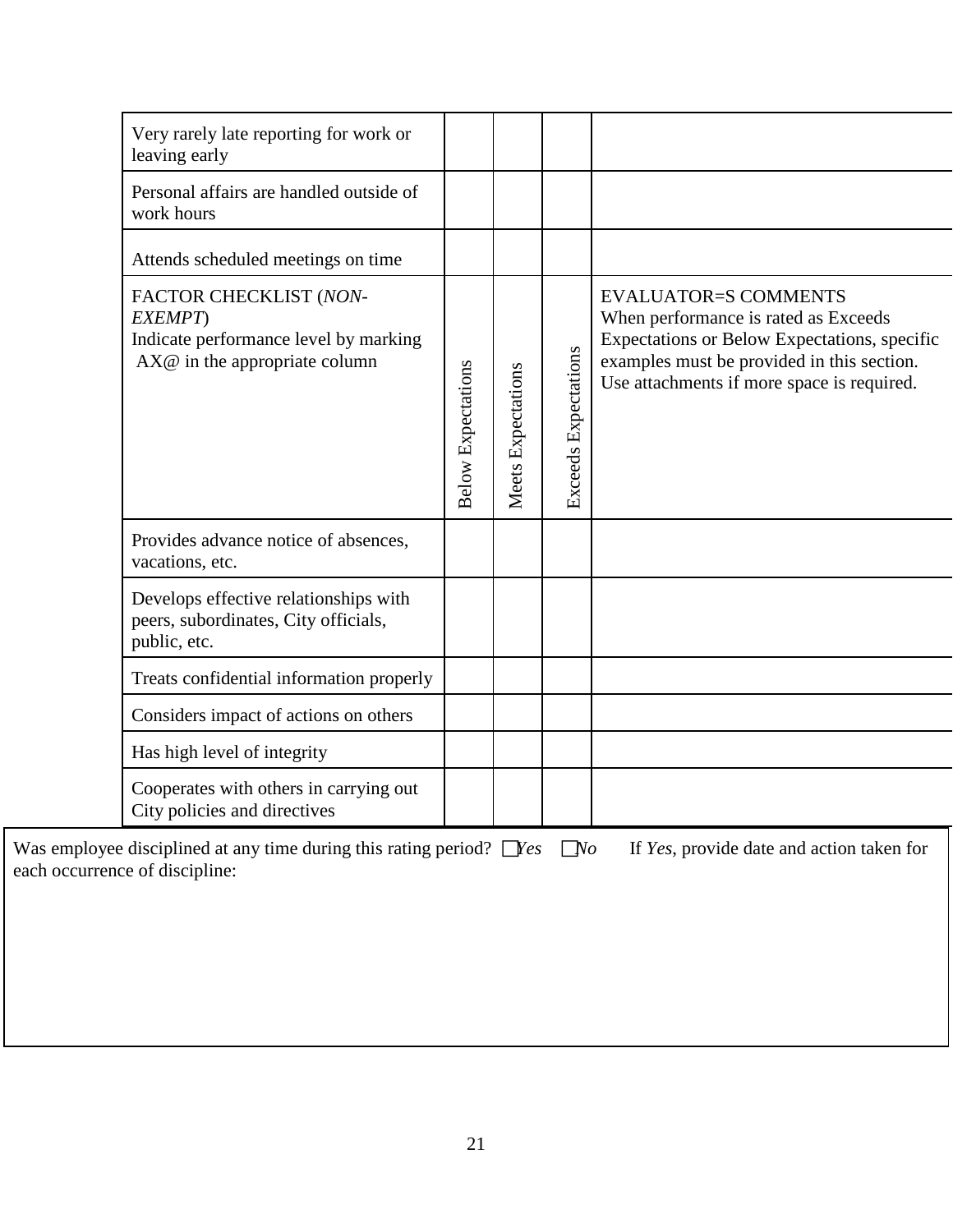| | | | | |
|---|---|---|---|---|
| Very rarely late reporting for work or leaving early | | | | |
| Personal affairs are handled outside of work hours | | | | |
| Attends scheduled meetings on time | | | | |

| FACTOR CHECKLIST (*NON-EXEMPT*) Indicate performance level by marking AX@ in the appropriate column | Below Expectations | Meets Expectations | Exceeds Expectations | EVALUATOR=S COMMENTS When performance is rated as Exceeds Expectations or Below Expectations, specific examples must be provided in this section. Use attachments if more space is required. |
|---|---|---|---|---|
| Provides advance notice of absences, vacations, etc. | | | | |
| Develops effective relationships with peers, subordinates, City officials, public, etc. | | | | |
| Treats confidential information properly | | | | |
| Considers impact of actions on others | | | | |
| Has high level of integrity | | | | |
| Cooperates with others in carrying out City policies and directives | | | | |

Was employee disciplined at any time during this rating period? ☐ *Yes* ☐ *No* If *Yes*, provide date and action taken for each occurrence of discipline: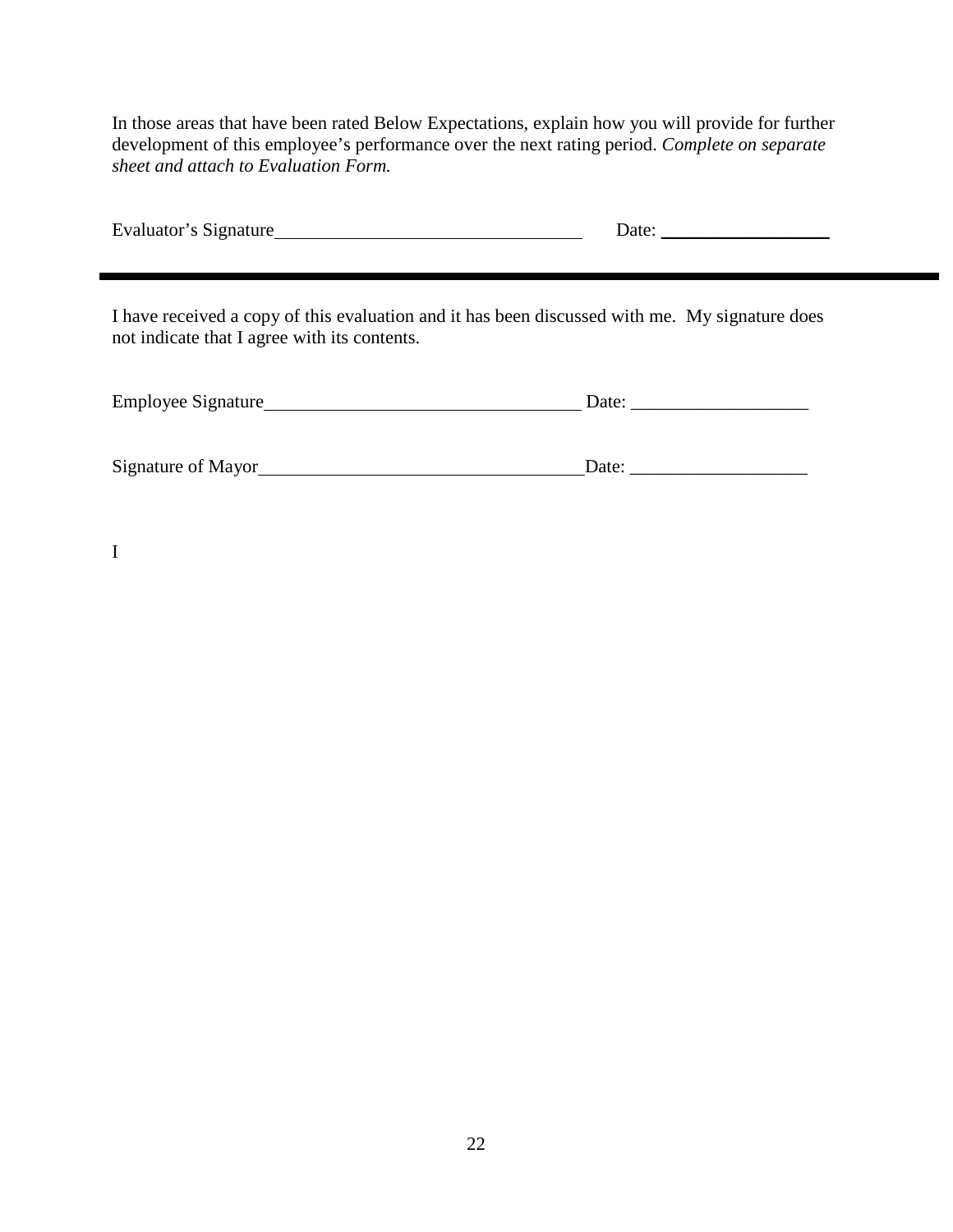In those areas that have been rated Below Expectations, explain how you will provide for further development of this employee's performance over the next rating period. *Complete on separate sheet and attach to Evaluation Form.*

Evaluator's Signature_________________________________ Date: ___________________

---

I have received a copy of this evaluation and it has been discussed with me. My signature does not indicate that I agree with its contents.

Employee Signature__________________________________ Date: ___________________

Signature of Mayor__________________________________ Date: ___________________

I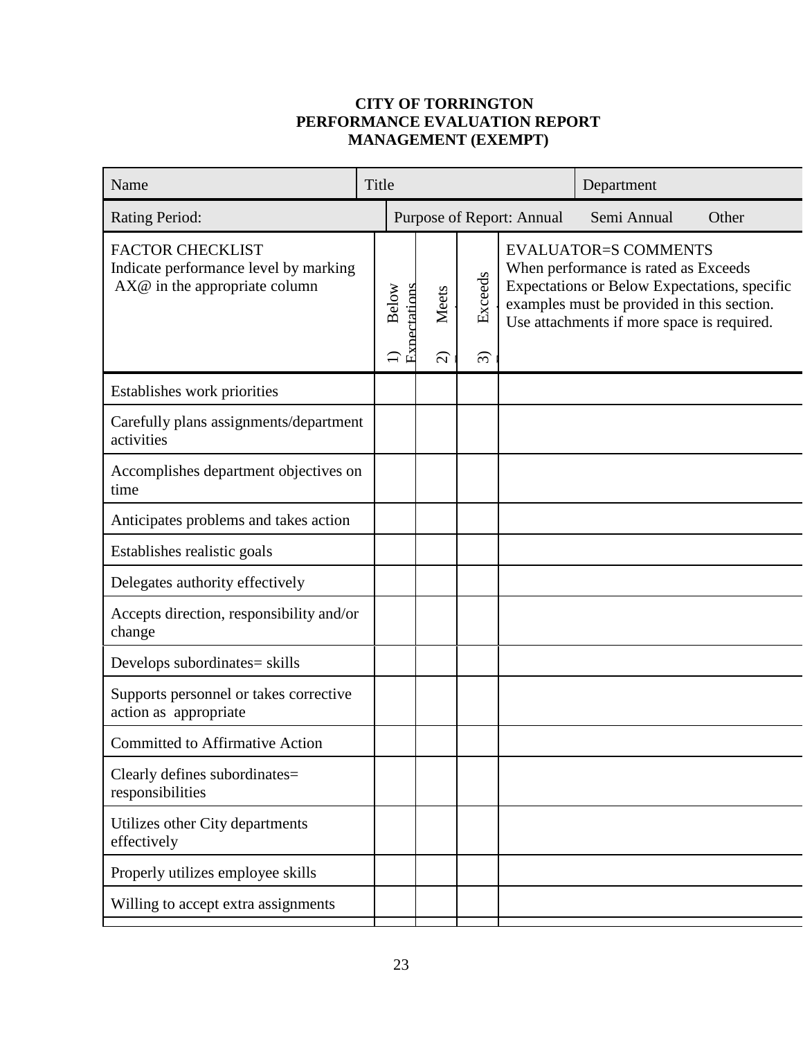**CITY OF TORRINGTON**
**PERFORMANCE EVALUATION REPORT**
**MANAGEMENT (EXEMPT)**

| Name | Title | Department |
|---|---|---|
| Rating Period: | Purpose of Report: Annual Semi Annual Other | |

| FACTOR CHECKLIST<br>Indicate performance level by marking AX@ in the appropriate column | 1) Below Expectations | 2) Meets | 3) Exceeds | EVALUATOR=S COMMENTS<br>When performance is rated as Exceeds Expectations or Below Expectations, specific examples must be provided in this section. Use attachments if more space is required. |
|---|---|---|---|---|
| Establishes work priorities | | | | |
| Carefully plans assignments/department activities | | | | |
| Accomplishes department objectives on time | | | | |
| Anticipates problems and takes action | | | | |
| Establishes realistic goals | | | | |
| Delegates authority effectively | | | | |
| Accepts direction, responsibility and/or change | | | | |
| Develops subordinates= skills | | | | |
| Supports personnel or takes corrective action as appropriate | | | | |
| Committed to Affirmative Action | | | | |
| Clearly defines subordinates= responsibilities | | | | |
| Utilizes other City departments effectively | | | | |
| Properly utilizes employee skills | | | | |
| Willing to accept extra assignments | | | | |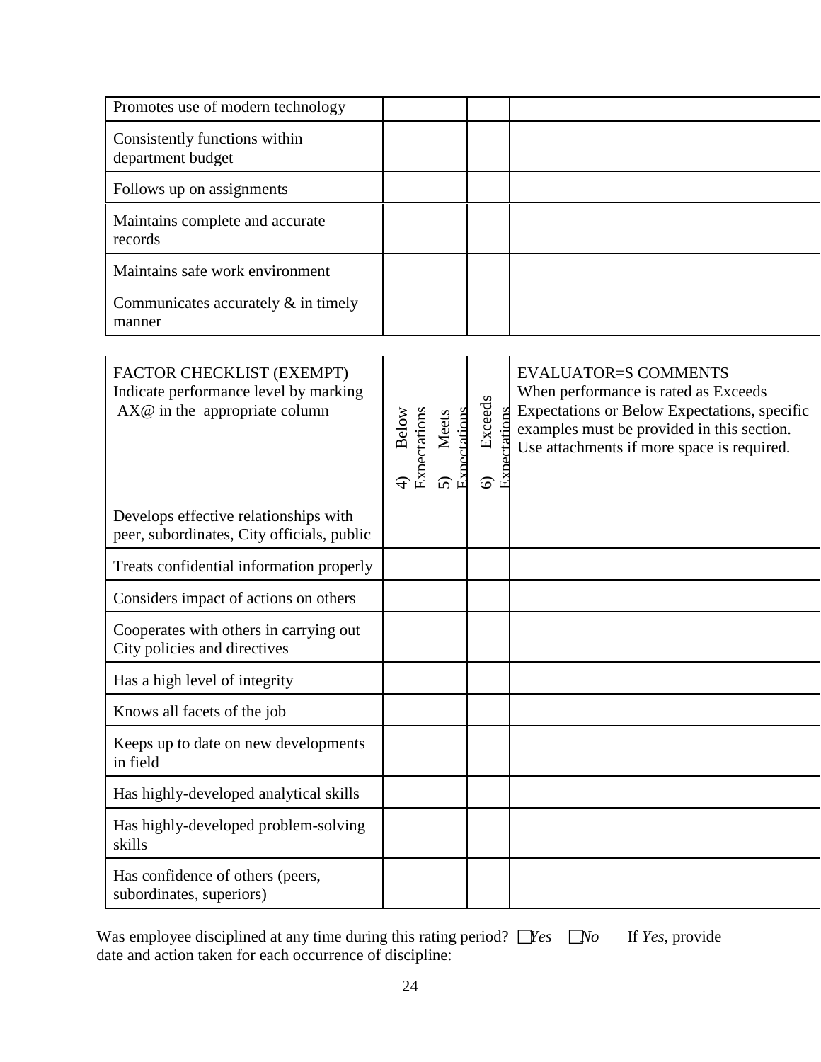| | | | | |
|---|---|---|---|---|
| Promotes use of modern technology | | | | |
| Consistently functions within department budget | | | | |
| Follows up on assignments | | | | |
| Maintains complete and accurate records | | | | |
| Maintains safe work environment | | | | |
| Communicates accurately & in timely manner | | | | |

| FACTOR CHECKLIST (EXEMPT) Indicate performance level by marking AX@ in the appropriate column | 4) Below Expectations | 5) Meets Expectations | 6) Exceeds Expectations | EVALUATOR=S COMMENTS When performance is rated as Exceeds Expectations or Below Expectations, specific examples must be provided in this section. Use attachments if more space is required. |
|---|---|---|---|---|
| Develops effective relationships with peer, subordinates, City officials, public | | | | |
| Treats confidential information properly | | | | |
| Considers impact of actions on others | | | | |
| Cooperates with others in carrying out City policies and directives | | | | |
| Has a high level of integrity | | | | |
| Knows all facets of the job | | | | |
| Keeps up to date on new developments in field | | | | |
| Has highly-developed analytical skills | | | | |
| Has highly-developed problem-solving skills | | | | |
| Has confidence of others (peers, subordinates, superiors) | | | | |

Was employee disciplined at any time during this rating period? ☐ *Yes* ☐ *No* If *Yes*, provide date and action taken for each occurrence of discipline: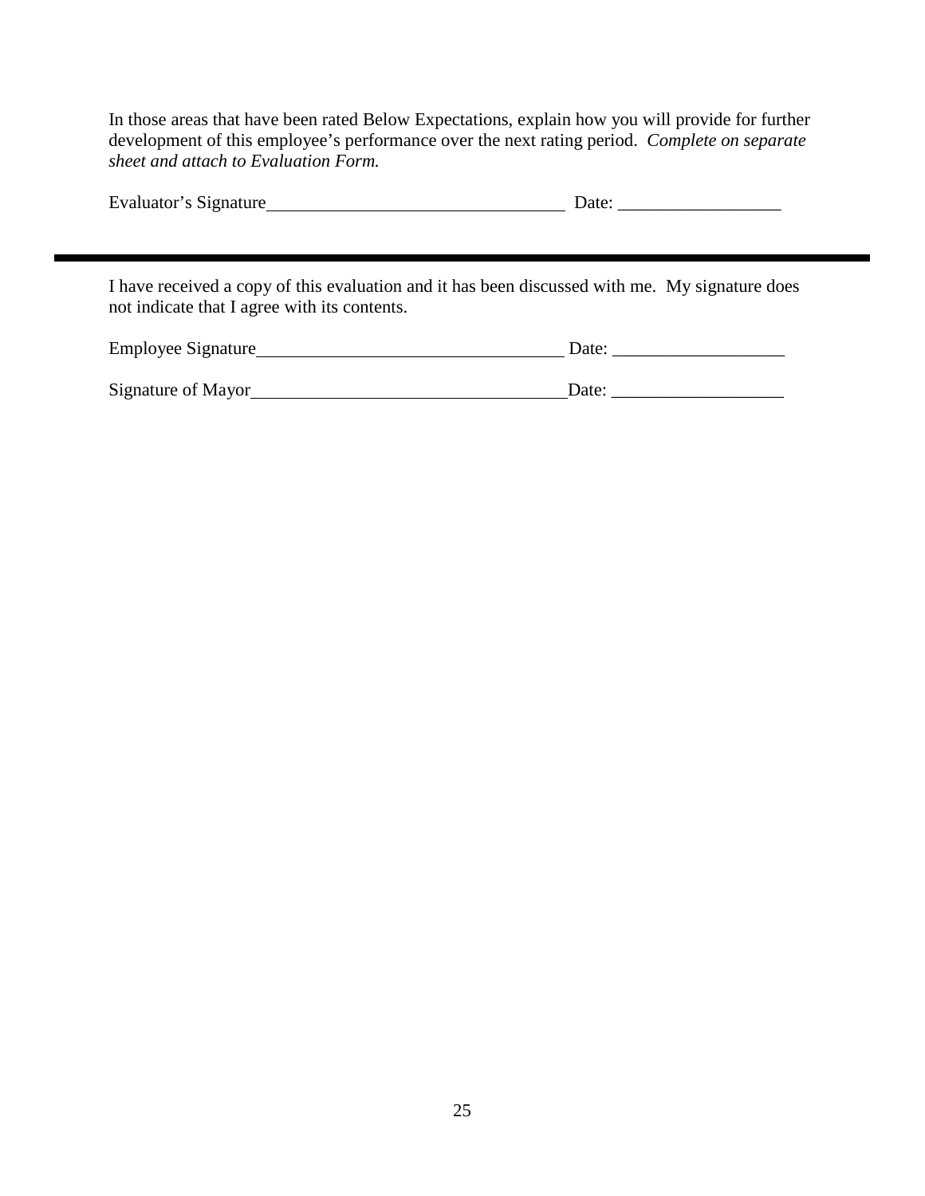In those areas that have been rated Below Expectations, explain how you will provide for further development of this employee's performance over the next rating period. *Complete on separate sheet and attach to Evaluator Form.*

Evaluator's Signature__________________________________ Date: __________________

---

I have received a copy of this evaluation and it has been discussed with me. My signature does not indicate that I agree with its contents.

Employee Signature__________________________________ Date: ___________________

Signature of Mayor__________________________________ Date: ___________________